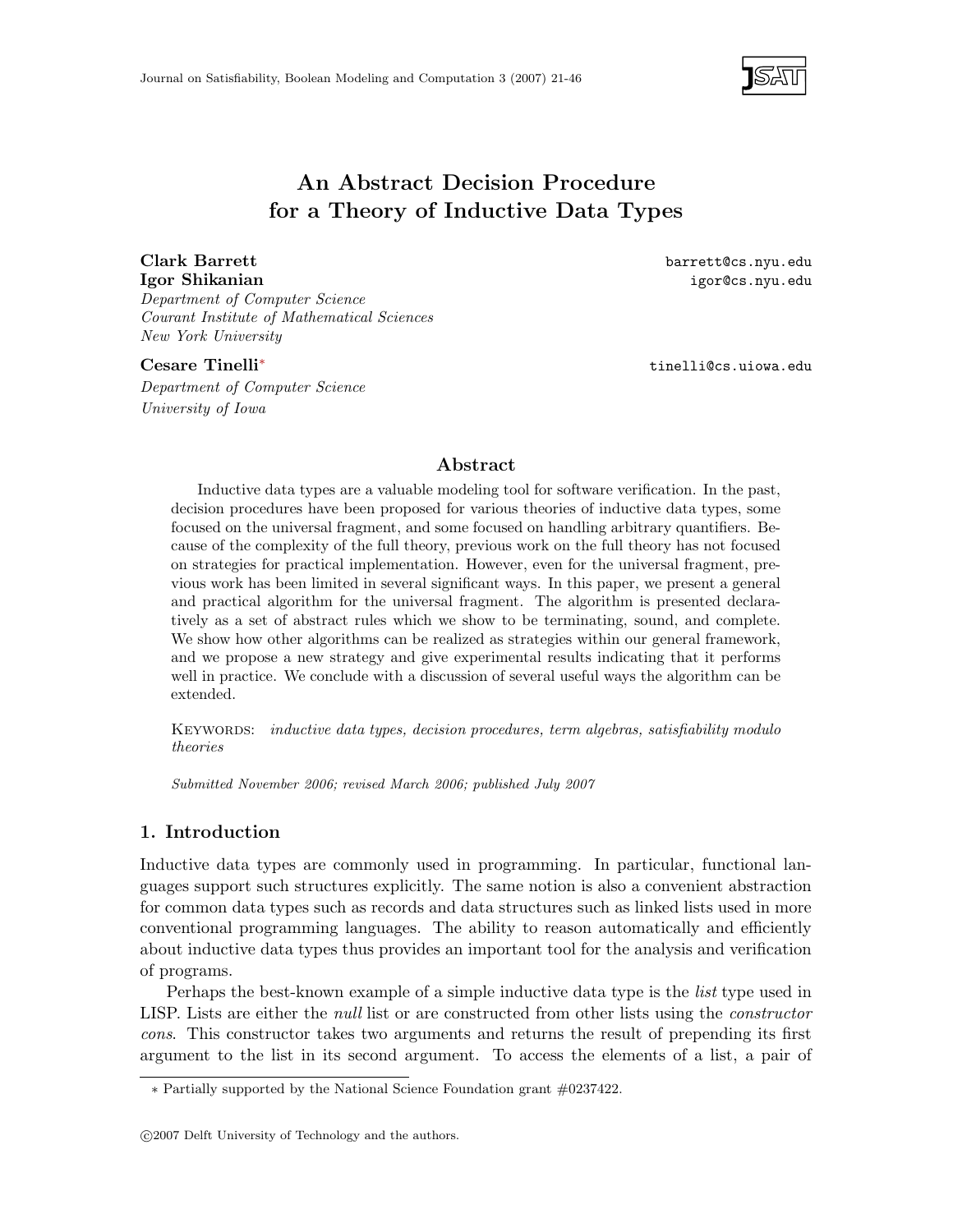# An Abstract Decision Procedure for a Theory of Inductive Data Types

**Clark Barrett** barrett@cs.nyu.edu
**Igor Shikanian** igor@cs.nyu.edu
*Department of Computer Science*
*Courant Institute of Mathematical Sciences*
*New York University*

**Cesare Tinelli*** tinelli@cs.uiowa.edu
*Department of Computer Science*
*University of Iowa*

## Abstract

Inductive data types are a valuable modeling tool for software verification. In the past, decision procedures have been proposed for various theories of inductive data types, some focused on the universal fragment, and some focused on handling arbitrary quantifiers. Because of the complexity of the full theory, previous work on the full theory has not focused on strategies for practical implementation. However, even for the universal fragment, previous work has been limited in several significant ways. In this paper, we present a general and practical algorithm for the universal fragment. The algorithm is presented declaratively as a set of abstract rules which we show to be terminating, sound, and complete. We show how other algorithms can be realized as strategies within our general framework, and we propose a new strategy and give experimental results indicating that it performs well in practice. We conclude with a discussion of several useful ways the algorithm can be extended.

Keywords: *inductive data types, decision procedures, term algebras, satisfiability modulo theories*

*Submitted November 2006; revised March 2006; published July 2007*

## 1. Introduction

Inductive data types are commonly used in programming. In particular, functional languages support such structures explicitly. The same notion is also a convenient abstraction for common data types such as records and data structures such as linked lists used in more conventional programming languages. The ability to reason automatically and efficiently about inductive data types thus provides an important tool for the analysis and verification of programs.

Perhaps the best-known example of a simple inductive data type is the *list* type used in LISP. Lists are either the *null* list or are constructed from other lists using the *constructor cons*. This constructor takes two arguments and returns the result of prepending its first argument to the list in its second argument. To access the elements of a list, a pair of

∗ Partially supported by the National Science Foundation grant #0237422.

©2007 Delft University of Technology and the authors.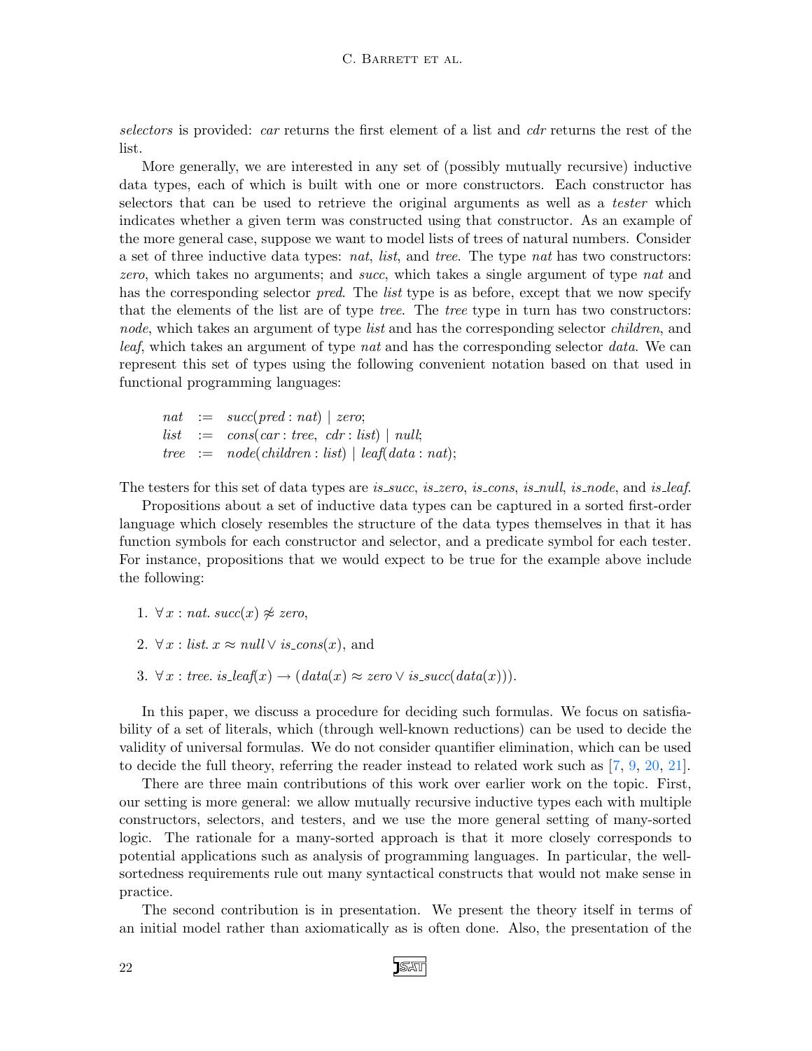*selectors* is provided: *car* returns the first element of a list and *cdr* returns the rest of the list.

More generally, we are interested in any set of (possibly mutually recursive) inductive data types, each of which is built with one or more constructors. Each constructor has selectors that can be used to retrieve the original arguments as well as a *tester* which indicates whether a given term was constructed using that constructor. As an example of the more general case, suppose we want to model lists of trees of natural numbers. Consider a set of three inductive data types: *nat*, *list*, and *tree*. The type *nat* has two constructors: *zero*, which takes no arguments; and *succ*, which takes a single argument of type *nat* and has the corresponding selector *pred*. The *list* type is as before, except that we now specify that the elements of the list are of type *tree*. The *tree* type in turn has two constructors: *node*, which takes an argument of type *list* and has the corresponding selector *children*, and *leaf*, which takes an argument of type *nat* and has the corresponding selector *data*. We can represent this set of types using the following convenient notation based on that used in functional programming languages:

$$
\begin{array}{lcl}
\mathit{nat} & := & \mathit{succ}(\mathit{pred} : \mathit{nat}) \mid \mathit{zero}; \\
\mathit{list} & := & \mathit{cons}(\mathit{car} : \mathit{tree},\ \mathit{cdr} : \mathit{list}) \mid \mathit{null}; \\
\mathit{tree} & := & \mathit{node}(\mathit{children} : \mathit{list}) \mid \mathit{leaf}(\mathit{data} : \mathit{nat});
\end{array}
$$

The testers for this set of data types are *is_succ*, *is_zero*, *is_cons*, *is_null*, *is_node*, and *is_leaf*.

Propositions about a set of inductive data types can be captured in a sorted first-order language which closely resembles the structure of the data types themselves in that it has function symbols for each constructor and selector, and a predicate symbol for each tester. For instance, propositions that we would expect to be true for the example above include the following:

1. $\forall\, x : \mathit{nat}.\ \mathit{succ}(x) \not\approx \mathit{zero}$,
2. $\forall\, x : \mathit{list}.\ x \approx \mathit{null} \vee \mathit{is\_cons}(x)$, and
3. $\forall\, x : \mathit{tree}.\ \mathit{is\_leaf}(x) \rightarrow (\mathit{data}(x) \approx \mathit{zero} \vee \mathit{is\_succ}(\mathit{data}(x)))$.

In this paper, we discuss a procedure for deciding such formulas. We focus on satisfiability of a set of literals, which (through well-known reductions) can be used to decide the validity of universal formulas. We do not consider quantifier elimination, which can be used to decide the full theory, referring the reader instead to related work such as [7, 9, 20, 21].

There are three main contributions of this work over earlier work on the topic. First, our setting is more general: we allow mutually recursive inductive types each with multiple constructors, selectors, and testers, and we use the more general setting of many-sorted logic. The rationale for a many-sorted approach is that it more closely corresponds to potential applications such as analysis of programming languages. In particular, the well-sortedness requirements rule out many syntactical constructs that would not make sense in practice.

The second contribution is in presentation. We present the theory itself in terms of an initial model rather than axiomatically as is often done. Also, the presentation of the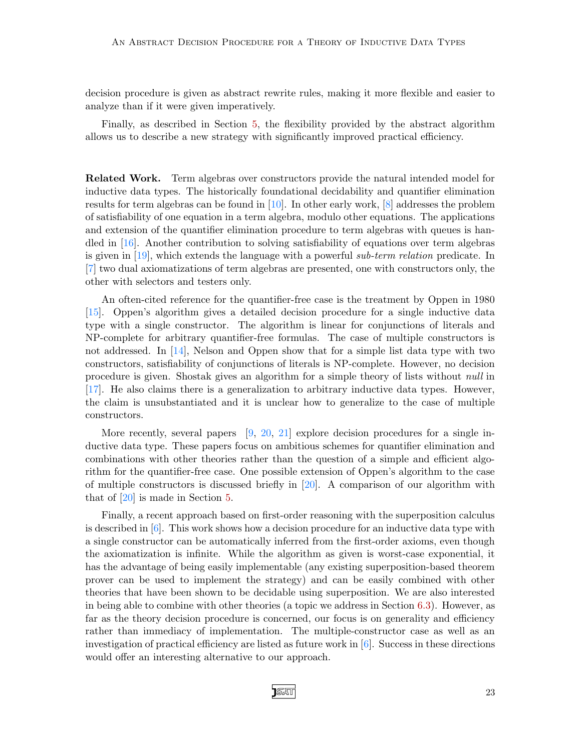decision procedure is given as abstract rewrite rules, making it more flexible and easier to analyze than if it were given imperatively.

Finally, as described in Section 5, the flexibility provided by the abstract algorithm allows us to describe a new strategy with significantly improved practical efficiency.

**Related Work.** Term algebras over constructors provide the natural intended model for inductive data types. The historically foundational decidability and quantifier elimination results for term algebras can be found in [10]. In other early work, [8] addresses the problem of satisfiability of one equation in a term algebra, modulo other equations. The applications and extension of the quantifier elimination procedure to term algebras with queues is handled in [16]. Another contribution to solving satisfiability of equations over term algebras is given in [19], which extends the language with a powerful *sub-term relation* predicate. In [7] two dual axiomatizations of term algebras are presented, one with constructors only, the other with selectors and testers only.

An often-cited reference for the quantifier-free case is the treatment by Oppen in 1980 [15]. Oppen's algorithm gives a detailed decision procedure for a single inductive data type with a single constructor. The algorithm is linear for conjunctions of literals and NP-complete for arbitrary quantifier-free formulas. The case of multiple constructors is not addressed. In [14], Nelson and Oppen show that for a simple list data type with two constructors, satisfiability of conjunctions of literals is NP-complete. However, no decision procedure is given. Shostak gives an algorithm for a simple theory of lists without *null* in [17]. He also claims there is a generalization to arbitrary inductive data types. However, the claim is unsubstantiated and it is unclear how to generalize to the case of multiple constructors.

More recently, several papers [9, 20, 21] explore decision procedures for a single inductive data type. These papers focus on ambitious schemes for quantifier elimination and combinations with other theories rather than the question of a simple and efficient algorithm for the quantifier-free case. One possible extension of Oppen's algorithm to the case of multiple constructors is discussed briefly in [20]. A comparison of our algorithm with that of [20] is made in Section 5.

Finally, a recent approach based on first-order reasoning with the superposition calculus is described in [6]. This work shows how a decision procedure for an inductive data type with a single constructor can be automatically inferred from the first-order axioms, even though the axiomatization is infinite. While the algorithm as given is worst-case exponential, it has the advantage of being easily implementable (any existing superposition-based theorem prover can be used to implement the strategy) and can be easily combined with other theories that have been shown to be decidable using superposition. We are also interested in being able to combine with other theories (a topic we address in Section 6.3). However, as far as the theory decision procedure is concerned, our focus is on generality and efficiency rather than immediacy of implementation. The multiple-constructor case as well as an investigation of practical efficiency are listed as future work in [6]. Success in these directions would offer an interesting alternative to our approach.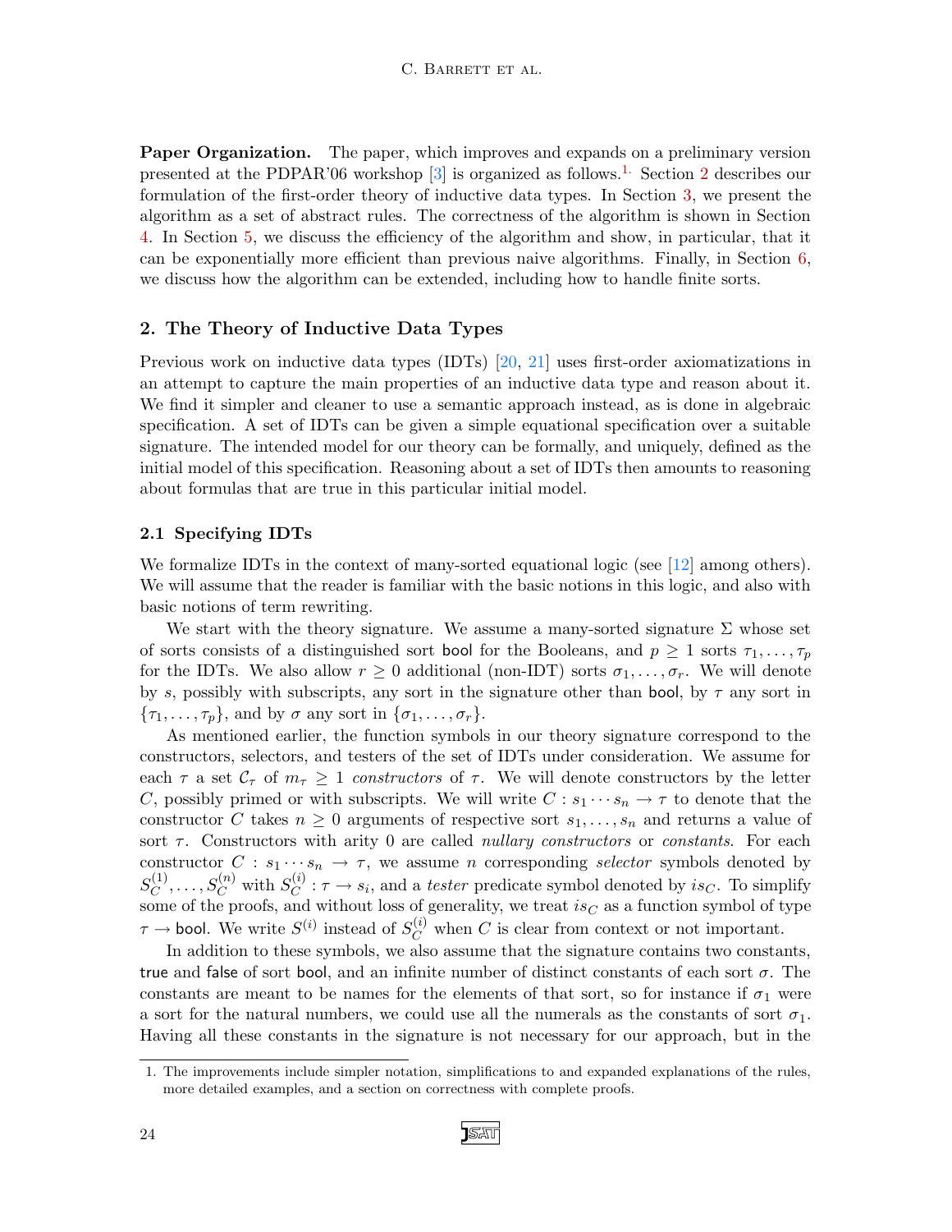**Paper Organization.** The paper, which improves and expands on a preliminary version presented at the PDPAR'06 workshop [3] is organized as follows.[1] Section 2 describes our formulation of the first-order theory of inductive data types. In Section 3, we present the algorithm as a set of abstract rules. The correctness of the algorithm is shown in Section 4. In Section 5, we discuss the efficiency of the algorithm and show, in particular, that it can be exponentially more efficient than previous naive algorithms. Finally, in Section 6, we discuss how the algorithm can be extended, including how to handle finite sorts.

## 2. The Theory of Inductive Data Types

Previous work on inductive data types (IDTs) [20, 21] uses first-order axiomatizations in an attempt to capture the main properties of an inductive data type and reason about it. We find it simpler and cleaner to use a semantic approach instead, as is done in algebraic specification. A set of IDTs can be given a simple equational specification over a suitable signature. The intended model for our theory can be formally, and uniquely, defined as the initial model of this specification. Reasoning about a set of IDTs then amounts to reasoning about formulas that are true in this particular initial model.

### 2.1 Specifying IDTs

We formalize IDTs in the context of many-sorted equational logic (see [12] among others). We will assume that the reader is familiar with the basic notions in this logic, and also with basic notions of term rewriting.

We start with the theory signature. We assume a many-sorted signature $\Sigma$ whose set of sorts consists of a distinguished sort $\mathsf{bool}$ for the Booleans, and $p \geq 1$ sorts $\tau_1, \ldots, \tau_p$ for the IDTs. We also allow $r \geq 0$ additional (non-IDT) sorts $\sigma_1, \ldots, \sigma_r$. We will denote by $s$, possibly with subscripts, any sort in the signature other than $\mathsf{bool}$, by $\tau$ any sort in $\{\tau_1, \ldots, \tau_p\}$, and by $\sigma$ any sort in $\{\sigma_1, \ldots, \sigma_r\}$.

As mentioned earlier, the function symbols in our theory signature correspond to the constructors, selectors, and testers of the set of IDTs under consideration. We assume for each $\tau$ a set $\mathcal{C}_\tau$ of $m_\tau \geq 1$ *constructors* of $\tau$. We will denote constructors by the letter $C$, possibly primed or with subscripts. We will write $C : s_1 \cdots s_n \to \tau$ to denote that the constructor $C$ takes $n \geq 0$ arguments of respective sort $s_1, \ldots, s_n$ and returns a value of sort $\tau$. Constructors with arity 0 are called *nullary constructors* or *constants*. For each constructor $C : s_1 \cdots s_n \to \tau$, we assume $n$ corresponding *selector* symbols denoted by $S_C^{(1)}, \ldots, S_C^{(n)}$ with $S_C^{(i)} : \tau \to s_i$, and a *tester* predicate symbol denoted by $is_C$. To simplify some of the proofs, and without loss of generality, we treat $is_C$ as a function symbol of type $\tau \to \mathsf{bool}$. We write $S^{(i)}$ instead of $S_C^{(i)}$ when $C$ is clear from context or not important.

In addition to these symbols, we also assume that the signature contains two constants, $\mathsf{true}$ and $\mathsf{false}$ of sort $\mathsf{bool}$, and an infinite number of distinct constants of each sort $\sigma$. The constants are meant to be names for the elements of that sort, so for instance if $\sigma_1$ were a sort for the natural numbers, we could use all the numerals as the constants of sort $\sigma_1$. Having all these constants in the signature is not necessary for our approach, but in the

1. The improvements include simpler notation, simplifications to and expanded explanations of the rules, more detailed examples, and a section on correctness with complete proofs.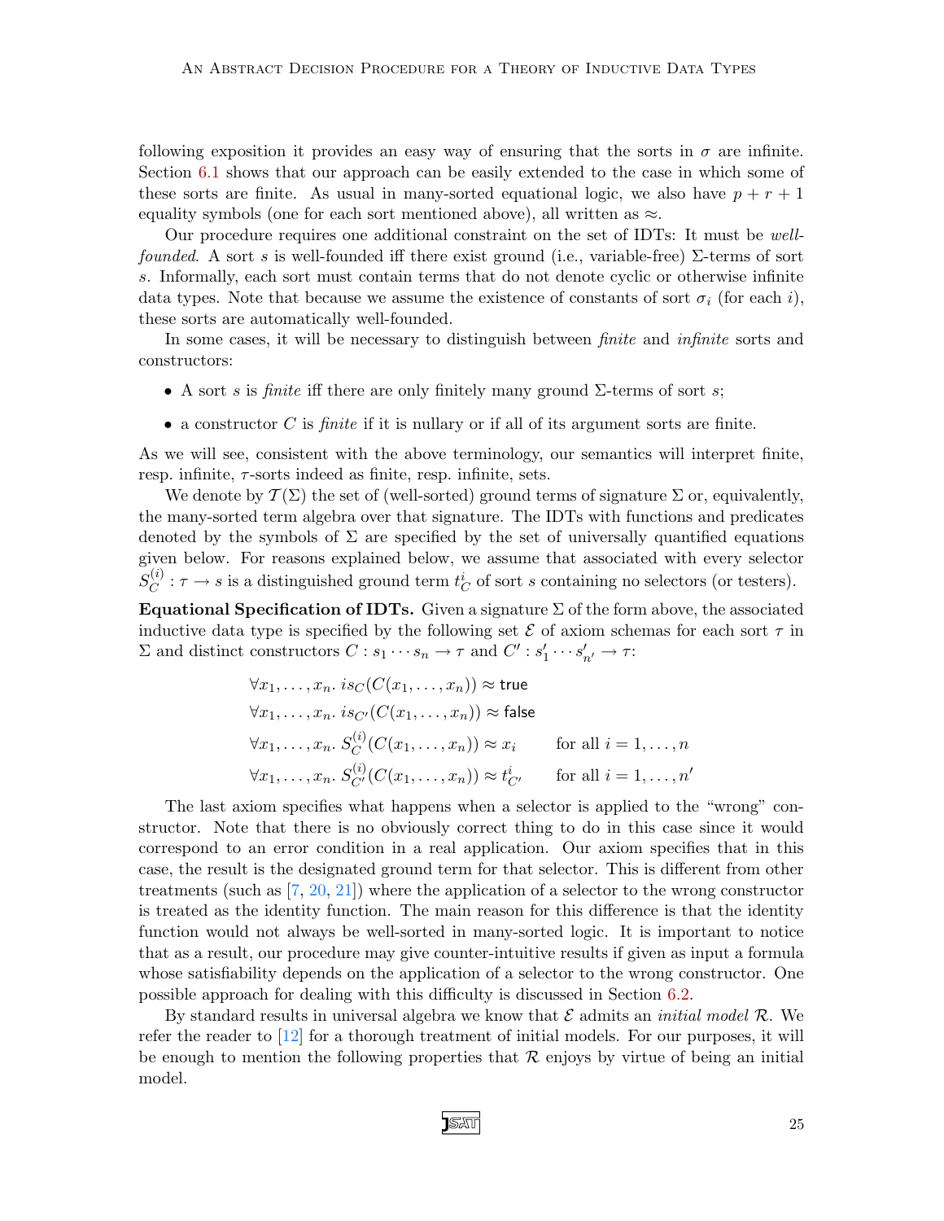following exposition it provides an easy way of ensuring that the sorts in $\sigma$ are infinite. Section 6.1 shows that our approach can be easily extended to the case in which some of these sorts are finite. As usual in many-sorted equational logic, we also have $p + r + 1$ equality symbols (one for each sort mentioned above), all written as $\approx$.

Our procedure requires one additional constraint on the set of IDTs: It must be *well-founded*. A sort $s$ is well-founded iff there exist ground (i.e., variable-free) $\Sigma$-terms of sort $s$. Informally, each sort must contain terms that do not denote cyclic or otherwise infinite data types. Note that because we assume the existence of constants of sort $\sigma_i$ (for each $i$), these sorts are automatically well-founded.

In some cases, it will be necessary to distinguish between *finite* and *infinite* sorts and constructors:

- A sort $s$ is *finite* iff there are only finitely many ground $\Sigma$-terms of sort $s$;
- a constructor $C$ is *finite* if it is nullary or if all of its argument sorts are finite.

As we will see, consistent with the above terminology, our semantics will interpret finite, resp. infinite, $\tau$-sorts indeed as finite, resp. infinite, sets.

We denote by $\mathcal{T}(\Sigma)$ the set of (well-sorted) ground terms of signature $\Sigma$ or, equivalently, the many-sorted term algebra over that signature. The IDTs with functions and predicates denoted by the symbols of $\Sigma$ are specified by the set of universally quantified equations given below. For reasons explained below, we assume that associated with every selector $S_C^{(i)} : \tau \to s$ is a distinguished ground term $t_C^i$ of sort $s$ containing no selectors (or testers).

**Equational Specification of IDTs.** Given a signature $\Sigma$ of the form above, the associated inductive data type is specified by the following set $\mathcal{E}$ of axiom schemas for each sort $\tau$ in $\Sigma$ and distinct constructors $C : s_1 \cdots s_n \to \tau$ and $C' : s'_1 \cdots s'_{n'} \to \tau$:

$$
\begin{array}{ll}
\forall x_1, \ldots, x_n.\ is_C(C(x_1, \ldots, x_n)) \approx \mathsf{true} & \\
\forall x_1, \ldots, x_n.\ is_{C'}(C(x_1, \ldots, x_n)) \approx \mathsf{false} & \\
\forall x_1, \ldots, x_n.\ S_C^{(i)}(C(x_1, \ldots, x_n)) \approx x_i & \text{for all } i = 1, \ldots, n \\
\forall x_1, \ldots, x_n.\ S_{C'}^{(i)}(C(x_1, \ldots, x_n)) \approx t_{C'}^i & \text{for all } i = 1, \ldots, n'
\end{array}
$$

The last axiom specifies what happens when a selector is applied to the "wrong" constructor. Note that there is no obviously correct thing to do in this case since it would correspond to an error condition in a real application. Our axiom specifies that in this case, the result is the designated ground term for that selector. This is different from other treatments (such as [7, 20, 21]) where the application of a selector to the wrong constructor is treated as the identity function. The main reason for this difference is that the identity function would not always be well-sorted in many-sorted logic. It is important to notice that as a result, our procedure may give counter-intuitive results if given as input a formula whose satisfiability depends on the application of a selector to the wrong constructor. One possible approach for dealing with this difficulty is discussed in Section 6.2.

By standard results in universal algebra we know that $\mathcal{E}$ admits an *initial model* $\mathcal{R}$. We refer the reader to [12] for a thorough treatment of initial models. For our purposes, it will be enough to mention the following properties that $\mathcal{R}$ enjoys by virtue of being an initial model.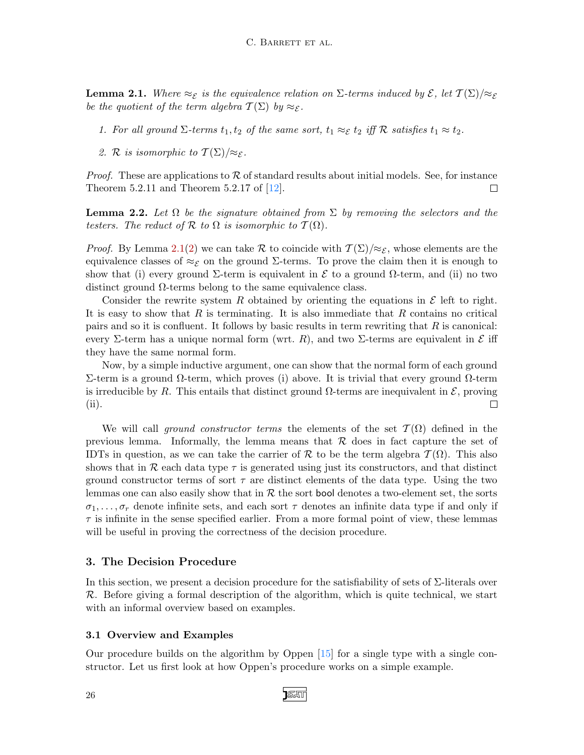**Lemma 2.1.** *Where $\approx_{\mathcal{E}}$ is the equivalence relation on $\Sigma$-terms induced by $\mathcal{E}$, let $\mathcal{T}(\Sigma)/\approx_{\mathcal{E}}$ be the quotient of the term algebra $\mathcal{T}(\Sigma)$ by $\approx_{\mathcal{E}}$.*

1. *For all ground $\Sigma$-terms $t_1, t_2$ of the same sort, $t_1 \approx_{\mathcal{E}} t_2$ iff $\mathcal{R}$ satisfies $t_1 \approx t_2$.*
2. *$\mathcal{R}$ is isomorphic to $\mathcal{T}(\Sigma)/\approx_{\mathcal{E}}$.*

*Proof.* These are applications to $\mathcal{R}$ of standard results about initial models. See, for instance Theorem 5.2.11 and Theorem 5.2.17 of [12]. □

**Lemma 2.2.** *Let $\Omega$ be the signature obtained from $\Sigma$ by removing the selectors and the testers. The reduct of $\mathcal{R}$ to $\Omega$ is isomorphic to $\mathcal{T}(\Omega)$.*

*Proof.* By Lemma 2.1(2) we can take $\mathcal{R}$ to coincide with $\mathcal{T}(\Sigma)/\approx_{\mathcal{E}}$, whose elements are the equivalence classes of $\approx_{\mathcal{E}}$ on the ground $\Sigma$-terms. To prove the claim then it is enough to show that (i) every ground $\Sigma$-term is equivalent in $\mathcal{E}$ to a ground $\Omega$-term, and (ii) no two distinct ground $\Omega$-terms belong to the same equivalence class.

Consider the rewrite system $R$ obtained by orienting the equations in $\mathcal{E}$ left to right. It is easy to show that $R$ is terminating. It is also immediate that $R$ contains no critical pairs and so it is confluent. It follows by basic results in term rewriting that $R$ is canonical: every $\Sigma$-term has a unique normal form (wrt. $R$), and two $\Sigma$-terms are equivalent in $\mathcal{E}$ iff they have the same normal form.

Now, by a simple inductive argument, one can show that the normal form of each ground $\Sigma$-term is a ground $\Omega$-term, which proves (i) above. It is trivial that every ground $\Omega$-term is irreducible by $R$. This entails that distinct ground $\Omega$-terms are inequivalent in $\mathcal{E}$, proving (ii). □

We will call *ground constructor terms* the elements of the set $\mathcal{T}(\Omega)$ defined in the previous lemma. Informally, the lemma means that $\mathcal{R}$ does in fact capture the set of IDTs in question, as we can take the carrier of $\mathcal{R}$ to be the term algebra $\mathcal{T}(\Omega)$. This also shows that in $\mathcal{R}$ each data type $\tau$ is generated using just its constructors, and that distinct ground constructor terms of sort $\tau$ are distinct elements of the data type. Using the two lemmas one can also easily show that in $\mathcal{R}$ the sort bool denotes a two-element set, the sorts $\sigma_1, \ldots, \sigma_r$ denote infinite sets, and each sort $\tau$ denotes an infinite data type if and only if $\tau$ is infinite in the sense specified earlier. From a more formal point of view, these lemmas will be useful in proving the correctness of the decision procedure.

## 3. The Decision Procedure

In this section, we present a decision procedure for the satisfiability of sets of $\Sigma$-literals over $\mathcal{R}$. Before giving a formal description of the algorithm, which is quite technical, we start with an informal overview based on examples.

### 3.1 Overview and Examples

Our procedure builds on the algorithm by Oppen [15] for a single type with a single constructor. Let us first look at how Oppen's procedure works on a simple example.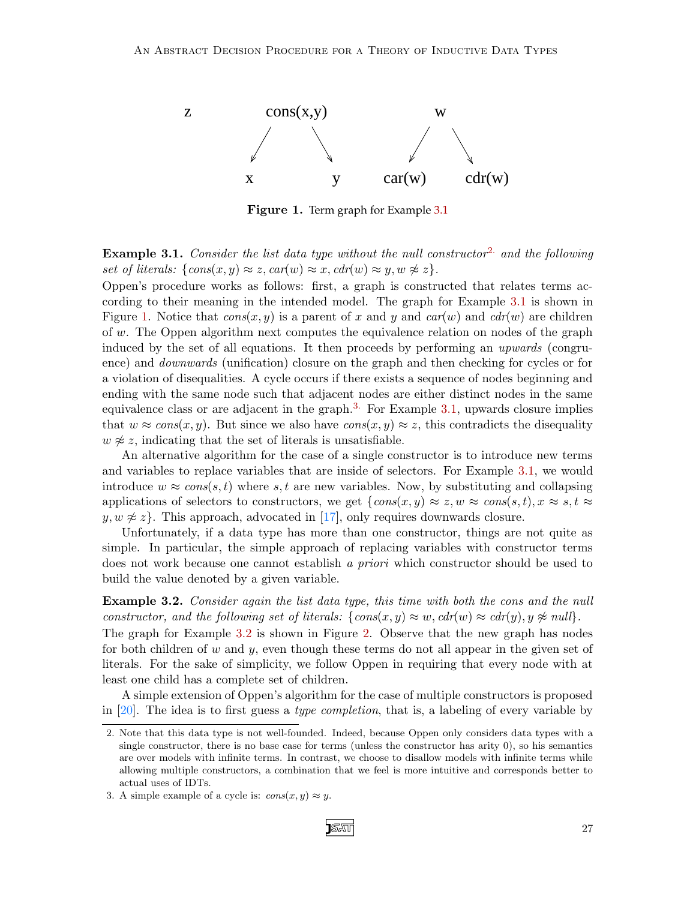Figure 1. Term graph for Example 3.1

**Example 3.1.** *Consider the list data type without the null constructor*[2] *and the following set of literals:* $\{cons(x, y) \approx z, car(w) \approx x, cdr(w) \approx y, w \not\approx z\}$.

Oppen's procedure works as follows: first, a graph is constructed that relates terms according to their meaning in the intended model. The graph for Example 3.1 is shown in Figure 1. Notice that $cons(x, y)$ is a parent of $x$ and $y$ and $car(w)$ and $cdr(w)$ are children of $w$. The Oppen algorithm next computes the equivalence relation on nodes of the graph induced by the set of all equations. It then proceeds by performing an *upwards* (congruence) and *downwards* (unification) closure on the graph and then checking for cycles or for a violation of disequalities. A cycle occurs if there exists a sequence of nodes beginning and ending with the same node such that adjacent nodes are either distinct nodes in the same equivalence class or are adjacent in the graph.[3] For Example 3.1, upwards closure implies that $w \approx cons(x, y)$. But since we also have $cons(x, y) \approx z$, this contradicts the disequality $w \not\approx z$, indicating that the set of literals is unsatisfiable.

An alternative algorithm for the case of a single constructor is to introduce new terms and variables to replace variables that are inside of selectors. For Example 3.1, we would introduce $w \approx cons(s, t)$ where $s, t$ are new variables. Now, by substituting and collapsing applications of selectors to constructors, we get $\{cons(x, y) \approx z, w \approx cons(s, t), x \approx s, t \approx y, w \not\approx z\}$. This approach, advocated in [17], only requires downwards closure.

Unfortunately, if a data type has more than one constructor, things are not quite as simple. In particular, the simple approach of replacing variables with constructor terms does not work because one cannot establish *a priori* which constructor should be used to build the value denoted by a given variable.

**Example 3.2.** *Consider again the list data type, this time with both the cons and the null constructor, and the following set of literals:* $\{cons(x, y) \approx w, cdr(w) \approx cdr(y), y \not\approx null\}$.

The graph for Example 3.2 is shown in Figure 2. Observe that the new graph has nodes for both children of $w$ and $y$, even though these terms do not all appear in the given set of literals. For the sake of simplicity, we follow Oppen in requiring that every node with at least one child has a complete set of children.

A simple extension of Oppen's algorithm for the case of multiple constructors is proposed in [20]. The idea is to first guess a *type completion*, that is, a labeling of every variable by

2. Note that this data type is not well-founded. Indeed, because Oppen only considers data types with a single constructor, there is no base case for terms (unless the constructor has arity 0), so his semantics are over models with infinite terms. In contrast, we choose to disallow models with infinite terms while allowing multiple constructors, a combination that we feel is more intuitive and corresponds better to actual uses of IDTs.

3. A simple example of a cycle is: $cons(x, y) \approx y$.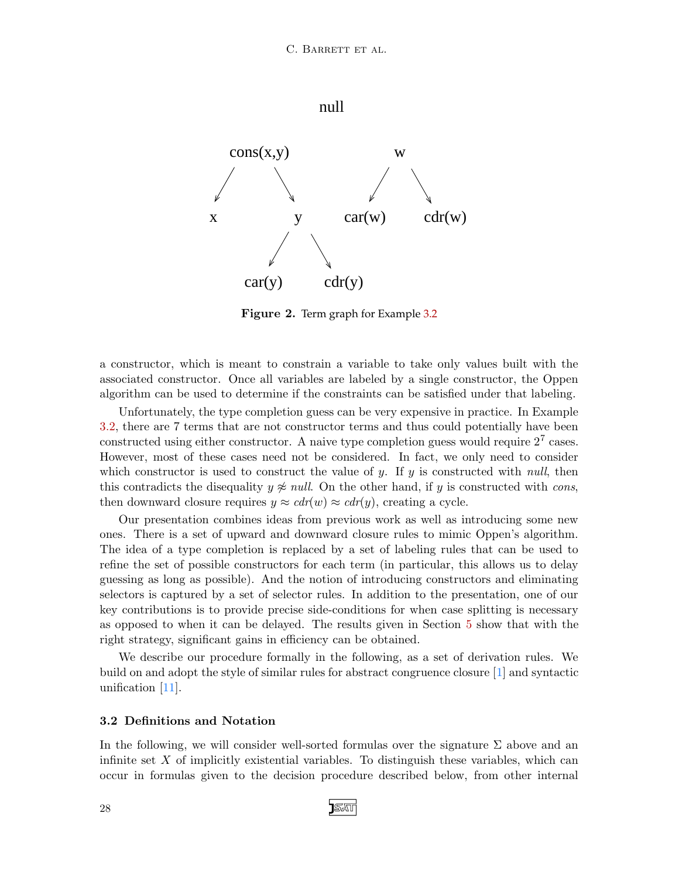**Figure 2.** Term graph for Example 3.2

a constructor, which is meant to constrain a variable to take only values built with the associated constructor. Once all variables are labeled by a single constructor, the Oppen algorithm can be used to determine if the constraints can be satisfied under that labeling.

Unfortunately, the type completion guess can be very expensive in practice. In Example 3.2, there are 7 terms that are not constructor terms and thus could potentially have been constructed using either constructor. A naive type completion guess would require $2^7$ cases. However, most of these cases need not be considered. In fact, we only need to consider which constructor is used to construct the value of $y$. If $y$ is constructed with *null*, then this contradicts the disequality $y \not\approx null$. On the other hand, if $y$ is constructed with *cons*, then downward closure requires $y \approx cdr(w) \approx cdr(y)$, creating a cycle.

Our presentation combines ideas from previous work as well as introducing some new ones. There is a set of upward and downward closure rules to mimic Oppen's algorithm. The idea of a type completion is replaced by a set of labeling rules that can be used to refine the set of possible constructors for each term (in particular, this allows us to delay guessing as long as possible). And the notion of introducing constructors and eliminating selectors is captured by a set of selector rules. In addition to the presentation, one of our key contributions is to provide precise side-conditions for when case splitting is necessary as opposed to when it can be delayed. The results given in Section 5 show that with the right strategy, significant gains in efficiency can be obtained.

We describe our procedure formally in the following, as a set of derivation rules. We build on and adopt the style of similar rules for abstract congruence closure [1] and syntactic unification [11].

### 3.2 Definitions and Notation

In the following, we will consider well-sorted formulas over the signature $\Sigma$ above and an infinite set $X$ of implicitly existential variables. To distinguish these variables, which can occur in formulas given to the decision procedure described below, from other internal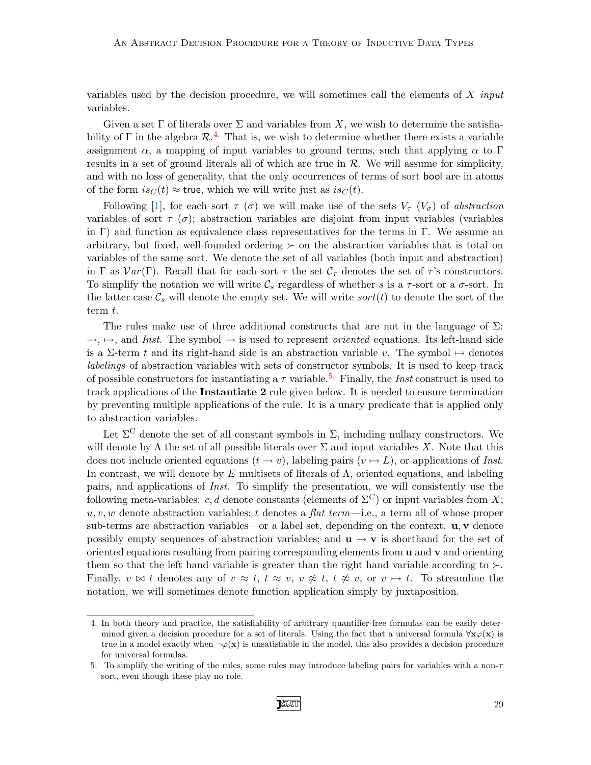variables used by the decision procedure, we will sometimes call the elements of $X$ *input* variables.

Given a set $\Gamma$ of literals over $\Sigma$ and variables from $X$, we wish to determine the satisfiability of $\Gamma$ in the algebra $\mathcal{R}$.[4] That is, we wish to determine whether there exists a variable assignment $\alpha$, a mapping of input variables to ground terms, such that applying $\alpha$ to $\Gamma$ results in a set of ground literals all of which are true in $\mathcal{R}$. We will assume for simplicity, and with no loss of generality, that the only occurrences of terms of sort $\mathsf{bool}$ are in atoms of the form $is_C(t) \approx \mathsf{true}$, which we will write just as $is_C(t)$.

Following [1], for each sort $\tau$ ($\sigma$) we will make use of the sets $V_\tau$ ($V_\sigma$) of *abstraction* variables of sort $\tau$ ($\sigma$); abstraction variables are disjoint from input variables (variables in $\Gamma$) and function as equivalence class representatives for the terms in $\Gamma$. We assume an arbitrary, but fixed, well-founded ordering $\succ$ on the abstraction variables that is total on variables of the same sort. We denote the set of all variables (both input and abstraction) in $\Gamma$ as $\mathcal{V}ar(\Gamma)$. Recall that for each sort $\tau$ the set $\mathcal{C}_\tau$ denotes the set of $\tau$'s constructors. To simplify the notation we will write $\mathcal{C}_s$ regardless of whether $s$ is a $\tau$-sort or a $\sigma$-sort. In the latter case $\mathcal{C}_s$ will denote the empty set. We will write $sort(t)$ to denote the sort of the term $t$.

The rules make use of three additional constructs that are not in the language of $\Sigma$: $\rightarrow$, $\mapsto$, and *Inst*. The symbol $\rightarrow$ is used to represent *oriented* equations. Its left-hand side is a $\Sigma$-term $t$ and its right-hand side is an abstraction variable $v$. The symbol $\mapsto$ denotes *labelings* of abstraction variables with sets of constructor symbols. It is used to keep track of possible constructors for instantiating a $\tau$ variable.[5] Finally, the *Inst* construct is used to track applications of the **Instantiate 2** rule given below. It is needed to ensure termination by preventing multiple applications of the rule. It is a unary predicate that is applied only to abstraction variables.

Let $\Sigma^{\mathrm{C}}$ denote the set of all constant symbols in $\Sigma$, including nullary constructors. We will denote by $\Lambda$ the set of all possible literals over $\Sigma$ and input variables $X$. Note that this does not include oriented equations ($t \rightarrow v$), labeling pairs ($v \mapsto L$), or applications of *Inst*. In contrast, we will denote by $E$ multisets of literals of $\Lambda$, oriented equations, and labeling pairs, and applications of *Inst*. To simplify the presentation, we will consistently use the following meta-variables: $c, d$ denote constants (elements of $\Sigma^{\mathrm{C}}$) or input variables from $X$; $u, v, w$ denote abstraction variables; $t$ denotes a *flat term*—i.e., a term all of whose proper sub-terms are abstraction variables—or a label set, depending on the context. $\mathbf{u}, \mathbf{v}$ denote possibly empty sequences of abstraction variables; and $\mathbf{u} \rightarrow \mathbf{v}$ is shorthand for the set of oriented equations resulting from pairing corresponding elements from $\mathbf{u}$ and $\mathbf{v}$ and orienting them so that the left hand variable is greater than the right hand variable according to $\succ$. Finally, $v \bowtie t$ denotes any of $v \approx t$, $t \approx v$, $v \not\approx t$, $t \not\approx v$, or $v \mapsto t$. To streamline the notation, we will sometimes denote function application simply by juxtaposition.

4. In both theory and practice, the satisfiability of arbitrary quantifier-free formulas can be easily determined given a decision procedure for a set of literals. Using the fact that a universal formula $\forall \mathbf{x} \varphi(\mathbf{x})$ is true in a model exactly when $\neg\varphi(\mathbf{x})$ is unsatisfiable in the model, this also provides a decision procedure for universal formulas.

5. To simplify the writing of the rules, some rules may introduce labeling pairs for variables with a non-$\tau$ sort, even though these play no role.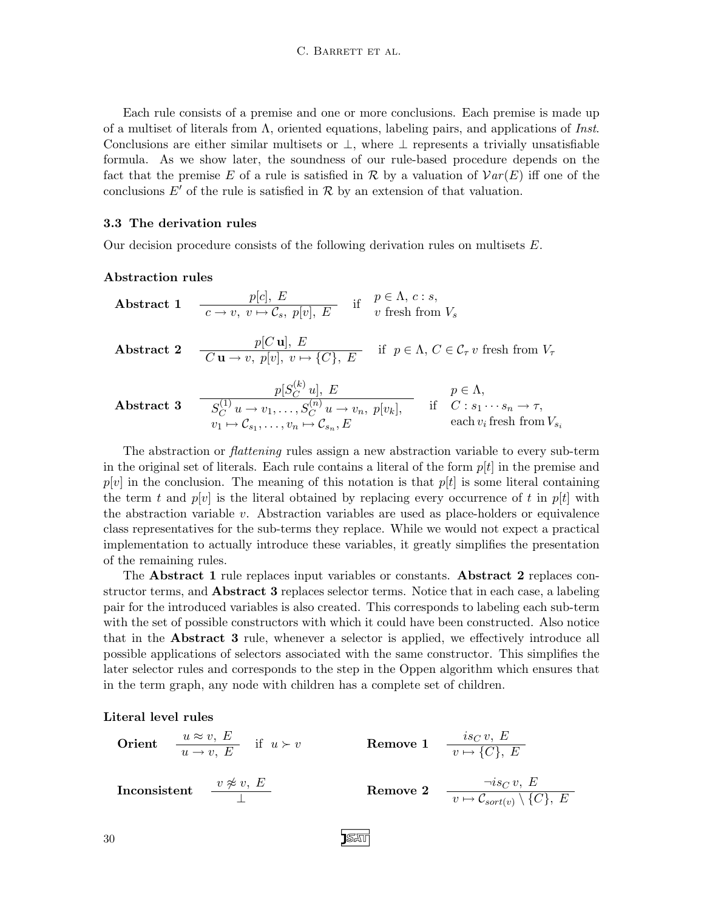Each rule consists of a premise and one or more conclusions. Each premise is made up of a multiset of literals from $\Lambda$, oriented equations, labeling pairs, and applications of *Inst*. Conclusions are either similar multisets or $\bot$, where $\bot$ represents a trivially unsatisfiable formula. As we show later, the soundness of our rule-based procedure depends on the fact that the premise $E$ of a rule is satisfied in $\mathcal{R}$ by a valuation of $\mathcal{V}ar(E)$ iff one of the conclusions $E'$ of the rule is satisfied in $\mathcal{R}$ by an extension of that valuation.

### 3.3 The derivation rules

Our decision procedure consists of the following derivation rules on multisets $E$.

#### Abstraction rules

**Abstract 1** $\quad \dfrac{p[c],\ E}{c \to v,\ v \mapsto \mathcal{C}_s,\ p[v],\ E} \quad$ if $\begin{array}{l} p \in \Lambda,\ c : s, \\ v \text{ fresh from } V_s \end{array}$

**Abstract 2** $\quad \dfrac{p[C\,\mathbf{u}],\ E}{C\,\mathbf{u} \to v,\ p[v],\ v \mapsto \{C\},\ E} \quad$ if $p \in \Lambda$, $C \in \mathcal{C}_\tau$ $v$ fresh from $V_\tau$

**Abstract 3** $\quad \dfrac{p[S_C^{(k)}\,u],\ E}{\begin{array}{c} S_C^{(1)}\,u \to v_1, \ldots, S_C^{(n)}\,u \to v_n,\ p[v_k], \\ v_1 \mapsto \mathcal{C}_{s_1}, \ldots, v_n \mapsto \mathcal{C}_{s_n}, E \end{array}} \quad$ if $\begin{array}{l} p \in \Lambda, \\ C : s_1 \cdots s_n \to \tau, \\ \text{each } v_i \text{ fresh from } V_{s_i} \end{array}$

The abstraction or *flattening* rules assign a new abstraction variable to every sub-term in the original set of literals. Each rule contains a literal of the form $p[t]$ in the premise and $p[v]$ in the conclusion. The meaning of this notation is that $p[t]$ is some literal containing the term $t$ and $p[v]$ is the literal obtained by replacing every occurrence of $t$ in $p[t]$ with the abstraction variable $v$. Abstraction variables are used as place-holders or equivalence class representatives for the sub-terms they replace. While we would not expect a practical implementation to actually introduce these variables, it greatly simplifies the presentation of the remaining rules.

The **Abstract 1** rule replaces input variables or constants. **Abstract 2** replaces constructor terms, and **Abstract 3** replaces selector terms. Notice that in each case, a labeling pair for the introduced variables is also created. This corresponds to labeling each sub-term with the set of possible constructors with which it could have been constructed. Also notice that in the **Abstract 3** rule, whenever a selector is applied, we effectively introduce all possible applications of selectors associated with the same constructor. This simplifies the later selector rules and corresponds to the step in the Oppen algorithm which ensures that in the term graph, any node with children has a complete set of children.

#### Literal level rules

**Orient** $\quad \dfrac{u \approx v,\ E}{u \to v,\ E} \quad$ if $u \succ v$

**Remove 1** $\quad \dfrac{is_C\,v,\ E}{v \mapsto \{C\},\ E}$

**Inconsistent** $\quad \dfrac{v \not\approx v,\ E}{\bot}$

**Remove 2** $\quad \dfrac{\neg is_C\,v,\ E}{v \mapsto \mathcal{C}_{sort(v)} \setminus \{C\},\ E}$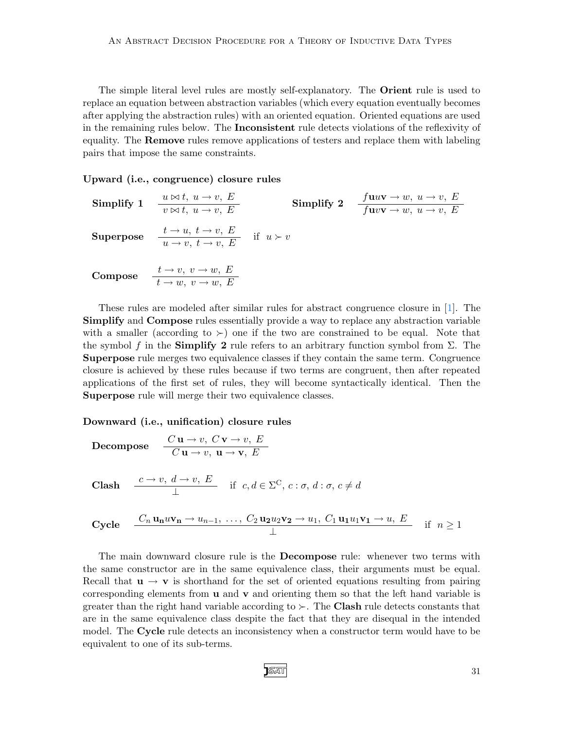The simple literal level rules are mostly self-explanatory. The **Orient** rule is used to replace an equation between abstraction variables (which every equation eventually becomes after applying the abstraction rules) with an oriented equation. Oriented equations are used in the remaining rules below. The **Inconsistent** rule detects violations of the reflexivity of equality. The **Remove** rules remove applications of testers and replace them with labeling pairs that impose the same constraints.

**Upward (i.e., congruence) closure rules**

**Simplify 1** $\dfrac{u \bowtie t,\ u \to v,\ E}{v \bowtie t,\ u \to v,\ E}$ **Simplify 2** $\dfrac{f\mathbf{u}u\mathbf{v} \to w,\ u \to v,\ E}{f\mathbf{u}v\mathbf{v} \to w,\ u \to v,\ E}$

**Superpose** $\dfrac{t \to u,\ t \to v,\ E}{u \to v,\ t \to v,\ E}$ if $u \succ v$

**Compose** $\dfrac{t \to v,\ v \to w,\ E}{t \to w,\ v \to w,\ E}$

These rules are modeled after similar rules for abstract congruence closure in [1]. The **Simplify** and **Compose** rules essentially provide a way to replace any abstraction variable with a smaller (according to $\succ$) one if the two are constrained to be equal. Note that the symbol $f$ in the **Simplify 2** rule refers to an arbitrary function symbol from $\Sigma$. The **Superpose** rule merges two equivalence classes if they contain the same term. Congruence closure is achieved by these rules because if two terms are congruent, then after repeated applications of the first set of rules, they will become syntactically identical. Then the **Superpose** rule will merge their two equivalence classes.

**Downward (i.e., unification) closure rules**

**Decompose** $\dfrac{C\,\mathbf{u} \to v,\ C\,\mathbf{v} \to v,\ E}{C\,\mathbf{u} \to v,\ \mathbf{u} \to \mathbf{v},\ E}$

**Clash** $\dfrac{c \to v,\ d \to v,\ E}{\bot}$ if $c, d \in \Sigma^{\mathrm{C}},\ c : \sigma,\ d : \sigma,\ c \neq d$

**Cycle** $\dfrac{C_n\,\mathbf{u_n}u\mathbf{v_n} \to u_{n-1},\ \ldots,\ C_2\,\mathbf{u_2}u_2\mathbf{v_2} \to u_1,\ C_1\,\mathbf{u_1}u_1\mathbf{v_1} \to u,\ E}{\bot}$ if $n \geq 1$

The main downward closure rule is the **Decompose** rule: whenever two terms with the same constructor are in the same equivalence class, their arguments must be equal. Recall that $\mathbf{u} \to \mathbf{v}$ is shorthand for the set of oriented equations resulting from pairing corresponding elements from $\mathbf{u}$ and $\mathbf{v}$ and orienting them so that the left hand variable is greater than the right hand variable according to $\succ$. The **Clash** rule detects constants that are in the same equivalence class despite the fact that they are disequal in the intended model. The **Cycle** rule detects an inconsistency when a constructor term would have to be equivalent to one of its sub-terms.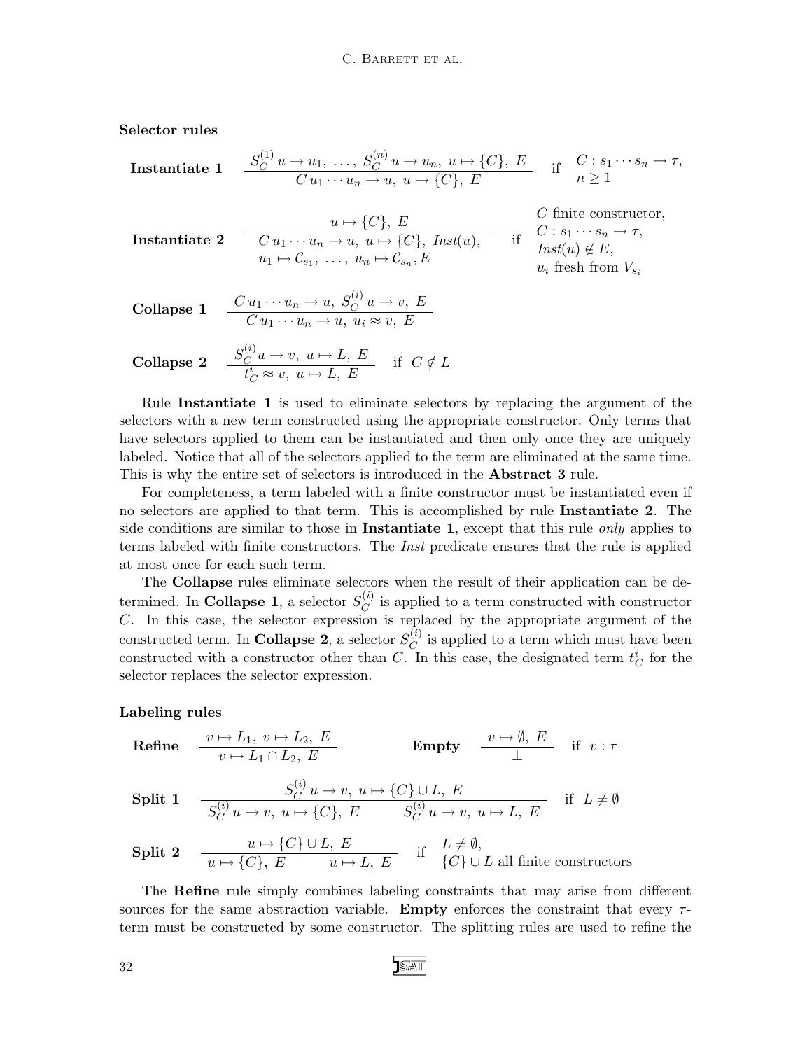**Selector rules**

$$\textbf{Instantiate 1} \quad \frac{S_C^{(1)}\, u \to u_1,\ \ldots,\ S_C^{(n)}\, u \to u_n,\ u \mapsto \{C\},\ E}{C\, u_1 \cdots u_n \to u,\ u \mapsto \{C\},\ E} \quad \text{if} \quad \begin{array}{l} C : s_1 \cdots s_n \to \tau, \\ n \geq 1 \end{array}$$

$$\textbf{Instantiate 2} \quad \frac{u \mapsto \{C\},\ E}{\begin{array}{c} C\, u_1 \cdots u_n \to u,\ u \mapsto \{C\},\ \mathit{Inst}(u), \\ u_1 \mapsto \mathcal{C}_{s_1},\ \ldots,\ u_n \mapsto \mathcal{C}_{s_n}, E \end{array}} \quad \text{if} \quad \begin{array}{l} C \text{ finite constructor}, \\ C : s_1 \cdots s_n \to \tau, \\ \mathit{Inst}(u) \notin E, \\ u_i \text{ fresh from } V_{s_i} \end{array}$$

$$\textbf{Collapse 1} \quad \frac{C\, u_1 \cdots u_n \to u,\ S_C^{(i)}\, u \to v,\ E}{C\, u_1 \cdots u_n \to u,\ u_i \approx v,\ E}$$

$$\textbf{Collapse 2} \quad \frac{S_C^{(i)} u \to v,\ u \mapsto L,\ E}{t_C^i \approx v,\ u \mapsto L,\ E} \quad \text{if} \quad C \notin L$$

Rule **Instantiate 1** is used to eliminate selectors by replacing the argument of the selectors with a new term constructed using the appropriate constructor. Only terms that have selectors applied to them can be instantiated and then only once they are uniquely labeled. Notice that all of the selectors applied to the term are eliminated at the same time. This is why the entire set of selectors is introduced in the **Abstract 3** rule.

For completeness, a term labeled with a finite constructor must be instantiated even if no selectors are applied to that term. This is accomplished by rule **Instantiate 2**. The side conditions are similar to those in **Instantiate 1**, except that this rule *only* applies to terms labeled with finite constructors. The *Inst* predicate ensures that the rule is applied at most once for each such term.

The **Collapse** rules eliminate selectors when the result of their application can be determined. In **Collapse 1**, a selector $S_C^{(i)}$ is applied to a term constructed with constructor $C$. In this case, the selector expression is replaced by the appropriate argument of the constructed term. In **Collapse 2**, a selector $S_C^{(i)}$ is applied to a term which must have been constructed with a constructor other than $C$. In this case, the designated term $t_C^i$ for the selector replaces the selector expression.

**Labeling rules**

$$\textbf{Refine} \quad \frac{v \mapsto L_1,\ v \mapsto L_2,\ E}{v \mapsto L_1 \cap L_2,\ E} \qquad\qquad \textbf{Empty} \quad \frac{v \mapsto \emptyset,\ E}{\bot} \quad \text{if} \quad v : \tau$$

$$\textbf{Split 1} \quad \frac{S_C^{(i)}\, u \to v,\ u \mapsto \{C\} \cup L,\ E}{S_C^{(i)}\, u \to v,\ u \mapsto \{C\},\ E \qquad S_C^{(i)}\, u \to v,\ u \mapsto L,\ E} \quad \text{if} \quad L \neq \emptyset$$

$$\textbf{Split 2} \quad \frac{u \mapsto \{C\} \cup L,\ E}{u \mapsto \{C\},\ E \qquad u \mapsto L,\ E} \quad \text{if} \quad \begin{array}{l} L \neq \emptyset, \\ \{C\} \cup L \text{ all finite constructors} \end{array}$$

The **Refine** rule simply combines labeling constraints that may arise from different sources for the same abstraction variable. **Empty** enforces the constraint that every $\tau$-term must be constructed by some constructor. The splitting rules are used to refine the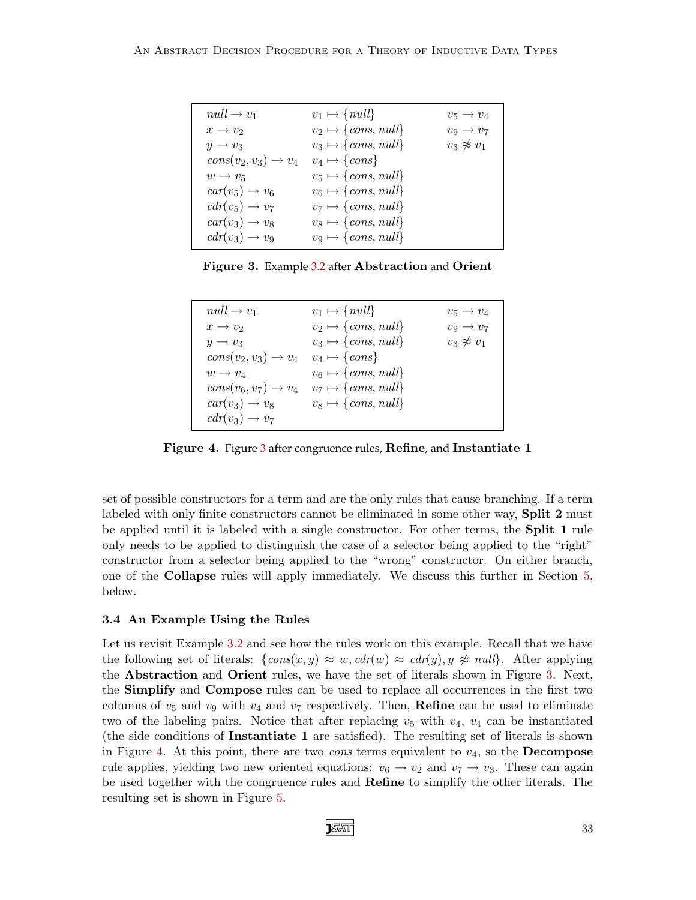| | | |
|---|---|---|
| $null \to v_1$ | $v_1 \mapsto \{null\}$ | $v_5 \to v_4$ |
| $x \to v_2$ | $v_2 \mapsto \{cons, null\}$ | $v_9 \to v_7$ |
| $y \to v_3$ | $v_3 \mapsto \{cons, null\}$ | $v_3 \not\approx v_1$ |
| $cons(v_2, v_3) \to v_4$ | $v_4 \mapsto \{cons\}$ | |
| $w \to v_5$ | $v_5 \mapsto \{cons, null\}$ | |
| $car(v_5) \to v_6$ | $v_6 \mapsto \{cons, null\}$ | |
| $cdr(v_5) \to v_7$ | $v_7 \mapsto \{cons, null\}$ | |
| $car(v_3) \to v_8$ | $v_8 \mapsto \{cons, null\}$ | |
| $cdr(v_3) \to v_9$ | $v_9 \mapsto \{cons, null\}$ | |

**Figure 3.** Example 3.2 after **Abstraction** and **Orient**

| | | |
|---|---|---|
| $null \to v_1$ | $v_1 \mapsto \{null\}$ | $v_5 \to v_4$ |
| $x \to v_2$ | $v_2 \mapsto \{cons, null\}$ | $v_9 \to v_7$ |
| $y \to v_3$ | $v_3 \mapsto \{cons, null\}$ | $v_3 \not\approx v_1$ |
| $cons(v_2, v_3) \to v_4$ | $v_4 \mapsto \{cons\}$ | |
| $w \to v_4$ | $v_6 \mapsto \{cons, null\}$ | |
| $cons(v_6, v_7) \to v_4$ | $v_7 \mapsto \{cons, null\}$ | |
| $car(v_3) \to v_8$ | $v_8 \mapsto \{cons, null\}$ | |
| $cdr(v_3) \to v_7$ | | |

**Figure 4.** Figure 3 after congruence rules, **Refine**, and **Instantiate 1**

set of possible constructors for a term and are the only rules that cause branching. If a term labeled with only finite constructors cannot be eliminated in some other way, **Split 2** must be applied until it is labeled with a single constructor. For other terms, the **Split 1** rule only needs to be applied to distinguish the case of a selector being applied to the "right" constructor from a selector being applied to the "wrong" constructor. On either branch, one of the **Collapse** rules will apply immediately. We discuss this further in Section 5, below.

### 3.4 An Example Using the Rules

Let us revisit Example 3.2 and see how the rules work on this example. Recall that we have the following set of literals: $\{cons(x, y) \approx w, cdr(w) \approx cdr(y), y \not\approx null\}$. After applying the **Abstraction** and **Orient** rules, we have the set of literals shown in Figure 3. Next, the **Simplify** and **Compose** rules can be used to replace all occurrences in the first two columns of $v_5$ and $v_9$ with $v_4$ and $v_7$ respectively. Then, **Refine** can be used to eliminate two of the labeling pairs. Notice that after replacing $v_5$ with $v_4$, $v_4$ can be instantiated (the side conditions of **Instantiate 1** are satisfied). The resulting set of literals is shown in Figure 4. At this point, there are two *cons* terms equivalent to $v_4$, so the **Decompose** rule applies, yielding two new oriented equations: $v_6 \to v_2$ and $v_7 \to v_3$. These can again be used together with the congruence rules and **Refine** to simplify the other literals. The resulting set is shown in Figure 5.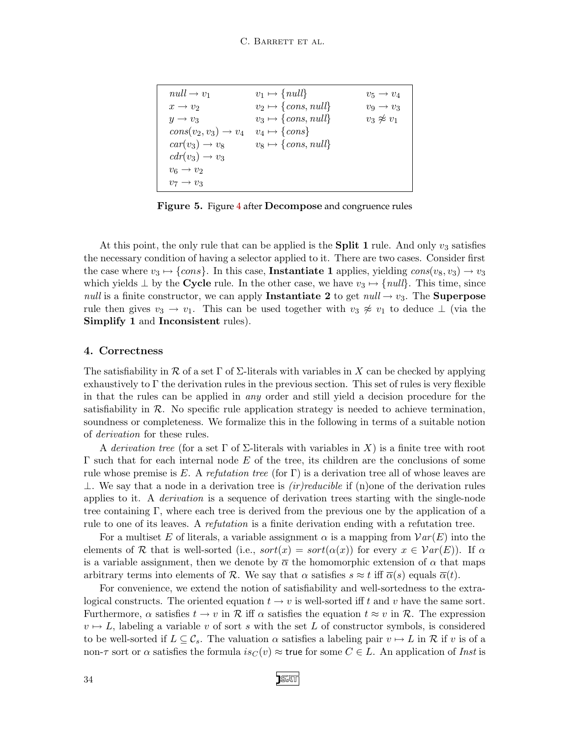| | | |
|---|---|---|
| $null \to v_1$ | $v_1 \mapsto \{null\}$ | $v_5 \to v_4$ |
| $x \to v_2$ | $v_2 \mapsto \{cons, null\}$ | $v_9 \to v_3$ |
| $y \to v_3$ | $v_3 \mapsto \{cons, null\}$ | $v_3 \not\approx v_1$ |
| $cons(v_2, v_3) \to v_4$ | $v_4 \mapsto \{cons\}$ | |
| $car(v_3) \to v_8$ | $v_8 \mapsto \{cons, null\}$ | |
| $cdr(v_3) \to v_3$ | | |
| $v_6 \to v_2$ | | |
| $v_7 \to v_3$ | | |

**Figure 5.** Figure 4 after **Decompose** and congruence rules

At this point, the only rule that can be applied is the **Split 1** rule. And only $v_3$ satisfies the necessary condition of having a selector applied to it. There are two cases. Consider first the case where $v_3 \mapsto \{cons\}$. In this case, **Instantiate 1** applies, yielding $cons(v_8, v_3) \to v_3$ which yields $\perp$ by the **Cycle** rule. In the other case, we have $v_3 \mapsto \{null\}$. This time, since *null* is a finite constructor, we can apply **Instantiate 2** to get $null \to v_3$. The **Superpose** rule then gives $v_3 \to v_1$. This can be used together with $v_3 \not\approx v_1$ to deduce $\perp$ (via the **Simplify 1** and **Inconsistent** rules).

## 4. Correctness

The satisfiability in $\mathcal{R}$ of a set $\Gamma$ of $\Sigma$-literals with variables in $X$ can be checked by applying exhaustively to $\Gamma$ the derivation rules in the previous section. This set of rules is very flexible in that the rules can be applied in *any* order and still yield a decision procedure for the satisfiability in $\mathcal{R}$. No specific rule application strategy is needed to achieve termination, soundness or completeness. We formalize this in the following in terms of a suitable notion of *derivation* for these rules.

A *derivation tree* (for a set $\Gamma$ of $\Sigma$-literals with variables in $X$) is a finite tree with root $\Gamma$ such that for each internal node $E$ of the tree, its children are the conclusions of some rule whose premise is $E$. A *refutation tree* (for $\Gamma$) is a derivation tree all of whose leaves are $\perp$. We say that a node in a derivation tree is *(ir)reducible* if (n)one of the derivation rules applies to it. A *derivation* is a sequence of derivation trees starting with the single-node tree containing $\Gamma$, where each tree is derived from the previous one by the application of a rule to one of its leaves. A *refutation* is a finite derivation ending with a refutation tree.

For a multiset $E$ of literals, a variable assignment $\alpha$ is a mapping from $\mathcal{V}ar(E)$ into the elements of $\mathcal{R}$ that is well-sorted (i.e., $sort(x) = sort(\alpha(x))$ for every $x \in \mathcal{V}ar(E)$). If $\alpha$ is a variable assignment, then we denote by $\overline{\alpha}$ the homomorphic extension of $\alpha$ that maps arbitrary terms into elements of $\mathcal{R}$. We say that $\alpha$ satisfies $s \approx t$ iff $\overline{\alpha}(s)$ equals $\overline{\alpha}(t)$.

For convenience, we extend the notion of satisfiability and well-sortedness to the extra-logical constructs. The oriented equation $t \to v$ is well-sorted iff $t$ and $v$ have the same sort. Furthermore, $\alpha$ satisfies $t \to v$ in $\mathcal{R}$ iff $\alpha$ satisfies the equation $t \approx v$ in $\mathcal{R}$. The expression $v \mapsto L$, labeling a variable $v$ of sort $s$ with the set $L$ of constructor symbols, is considered to be well-sorted if $L \subseteq \mathcal{C}_s$. The valuation $\alpha$ satisfies a labeling pair $v \mapsto L$ in $\mathcal{R}$ if $v$ is of a non-$\tau$ sort or $\alpha$ satisfies the formula $is_C(v) \approx \mathsf{true}$ for some $C \in L$. An application of *Inst* is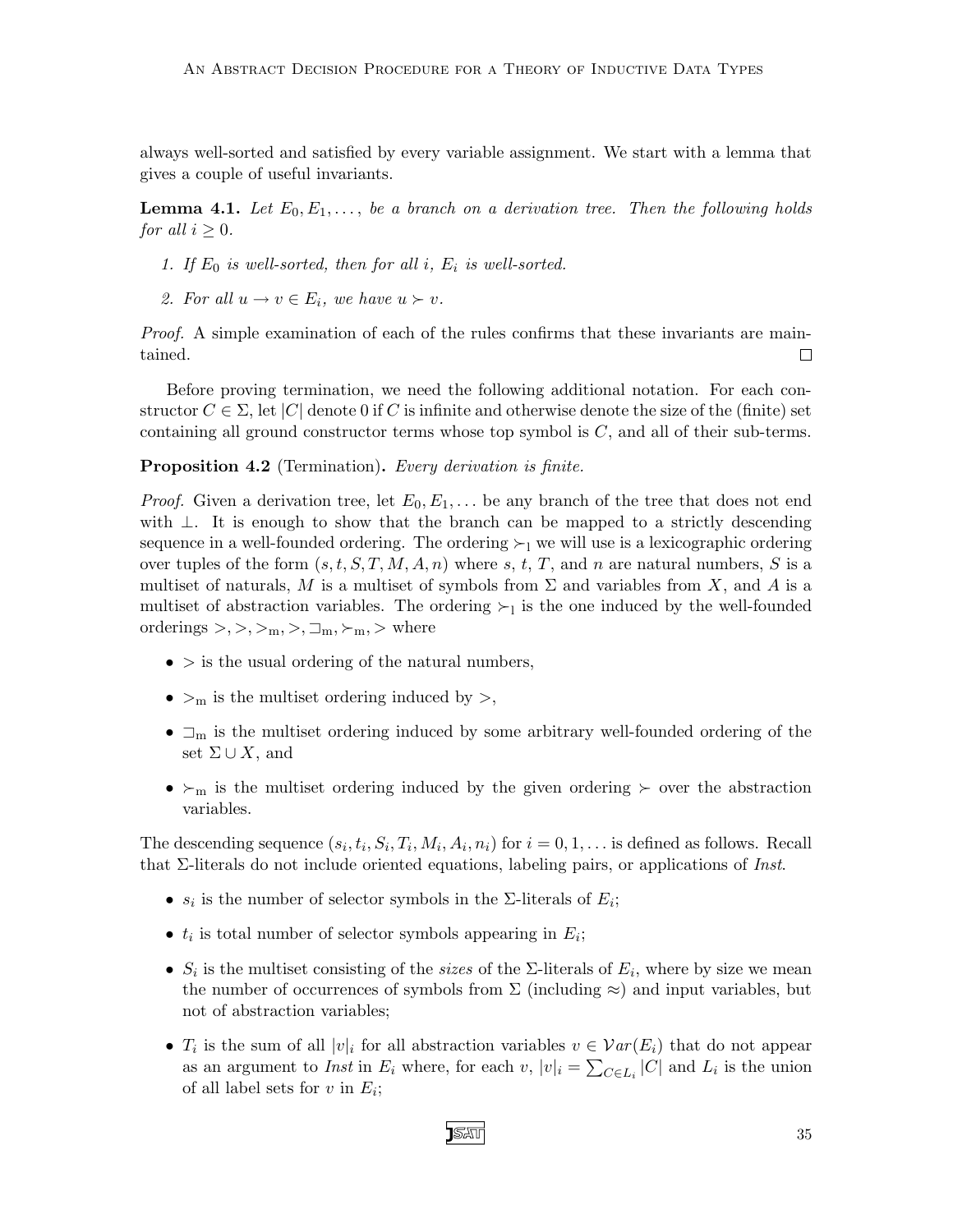always well-sorted and satisfied by every variable assignment. We start with a lemma that gives a couple of useful invariants.

**Lemma 4.1.** *Let $E_0, E_1, \ldots,$ be a branch on a derivation tree. Then the following holds for all $i \geq 0$.*

1. *If $E_0$ is well-sorted, then for all $i$, $E_i$ is well-sorted.*
2. *For all $u \to v \in E_i$, we have $u \succ v$.*

*Proof.* A simple examination of each of the rules confirms that these invariants are maintained. $\square$

Before proving termination, we need the following additional notation. For each constructor $C \in \Sigma$, let $|C|$ denote 0 if $C$ is infinite and otherwise denote the size of the (finite) set containing all ground constructor terms whose top symbol is $C$, and all of their sub-terms.

**Proposition 4.2** (Termination)**.** *Every derivation is finite.*

*Proof.* Given a derivation tree, let $E_0, E_1, \ldots$ be any branch of the tree that does not end with $\bot$. It is enough to show that the branch can be mapped to a strictly descending sequence in a well-founded ordering. The ordering $\succ_1$ we will use is a lexicographic ordering over tuples of the form $(s, t, S, T, M, A, n)$ where $s$, $t$, $T$, and $n$ are natural numbers, $S$ is a multiset of naturals, $M$ is a multiset of symbols from $\Sigma$ and variables from $X$, and $A$ is a multiset of abstraction variables. The ordering $\succ_1$ is the one induced by the well-founded orderings $>, >, >_{\mathrm{m}}, >, \sqsupset_{\mathrm{m}}, \succ_{\mathrm{m}}, >$ where

- $>$ is the usual ordering of the natural numbers,
- $>_{\mathrm{m}}$ is the multiset ordering induced by $>$,
- $\sqsupset_{\mathrm{m}}$ is the multiset ordering induced by some arbitrary well-founded ordering of the set $\Sigma \cup X$, and
- $\succ_{\mathrm{m}}$ is the multiset ordering induced by the given ordering $\succ$ over the abstraction variables.

The descending sequence $(s_i, t_i, S_i, T_i, M_i, A_i, n_i)$ for $i = 0, 1, \ldots$ is defined as follows. Recall that $\Sigma$-literals do not include oriented equations, labeling pairs, or applications of *Inst*.

- $s_i$ is the number of selector symbols in the $\Sigma$-literals of $E_i$;
- $t_i$ is total number of selector symbols appearing in $E_i$;
- $S_i$ is the multiset consisting of the *sizes* of the $\Sigma$-literals of $E_i$, where by size we mean the number of occurrences of symbols from $\Sigma$ (including $\approx$) and input variables, but not of abstraction variables;
- $T_i$ is the sum of all $|v|_i$ for all abstraction variables $v \in \mathcal{V}ar(E_i)$ that do not appear as an argument to *Inst* in $E_i$ where, for each $v$, $|v|_i = \sum_{C \in L_i} |C|$ and $L_i$ is the union of all label sets for $v$ in $E_i$;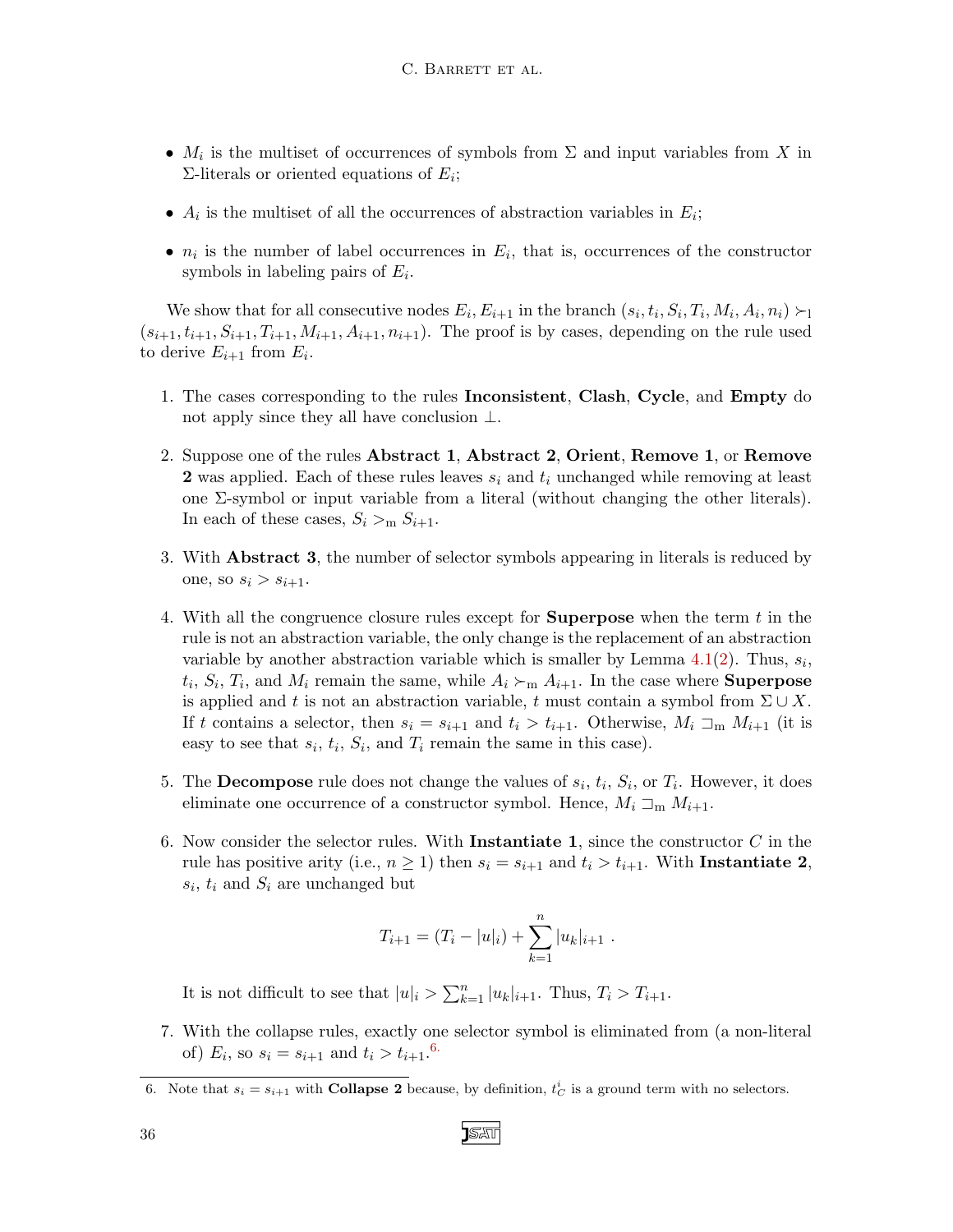- $M_i$ is the multiset of occurrences of symbols from $\Sigma$ and input variables from $X$ in $\Sigma$-literals or oriented equations of $E_i$;
- $A_i$ is the multiset of all the occurrences of abstraction variables in $E_i$;
- $n_i$ is the number of label occurrences in $E_i$, that is, occurrences of the constructor symbols in labeling pairs of $E_i$.

We show that for all consecutive nodes $E_i, E_{i+1}$ in the branch $(s_i, t_i, S_i, T_i, M_i, A_i, n_i) \succ_1 (s_{i+1}, t_{i+1}, S_{i+1}, T_{i+1}, M_{i+1}, A_{i+1}, n_{i+1})$. The proof is by cases, depending on the rule used to derive $E_{i+1}$ from $E_i$.

1. The cases corresponding to the rules **Inconsistent**, **Clash**, **Cycle**, and **Empty** do not apply since they all have conclusion $\bot$.
2. Suppose one of the rules **Abstract 1**, **Abstract 2**, **Orient**, **Remove 1**, or **Remove 2** was applied. Each of these rules leaves $s_i$ and $t_i$ unchanged while removing at least one $\Sigma$-symbol or input variable from a literal (without changing the other literals). In each of these cases, $S_i >_{\mathrm{m}} S_{i+1}$.
3. With **Abstract 3**, the number of selector symbols appearing in literals is reduced by one, so $s_i > s_{i+1}$.
4. With all the congruence closure rules except for **Superpose** when the term $t$ in the rule is not an abstraction variable, the only change is the replacement of an abstraction variable by another abstraction variable which is smaller by Lemma 4.1(2). Thus, $s_i$, $t_i$, $S_i$, $T_i$, and $M_i$ remain the same, while $A_i \succ_{\mathrm{m}} A_{i+1}$. In the case where **Superpose** is applied and $t$ is not an abstraction variable, $t$ must contain a symbol from $\Sigma \cup X$. If $t$ contains a selector, then $s_i = s_{i+1}$ and $t_i > t_{i+1}$. Otherwise, $M_i \sqsupset_{\mathrm{m}} M_{i+1}$ (it is easy to see that $s_i$, $t_i$, $S_i$, and $T_i$ remain the same in this case).
5. The **Decompose** rule does not change the values of $s_i$, $t_i$, $S_i$, or $T_i$. However, it does eliminate one occurrence of a constructor symbol. Hence, $M_i \sqsupset_{\mathrm{m}} M_{i+1}$.
6. Now consider the selector rules. With **Instantiate 1**, since the constructor $C$ in the rule has positive arity (i.e., $n \geq 1$) then $s_i = s_{i+1}$ and $t_i > t_{i+1}$. With **Instantiate 2**, $s_i$, $t_i$ and $S_i$ are unchanged but

$$T_{i+1} = (T_i - |u|_i) + \sum_{k=1}^{n} |u_k|_{i+1} \ .$$

   It is not difficult to see that $|u|_i > \sum_{k=1}^{n} |u_k|_{i+1}$. Thus, $T_i > T_{i+1}$.
7. With the collapse rules, exactly one selector symbol is eliminated from (a non-literal of) $E_i$, so $s_i = s_{i+1}$ and $t_i > t_{i+1}$.[6]

6. Note that $s_i = s_{i+1}$ with **Collapse 2** because, by definition, $t_C^i$ is a ground term with no selectors.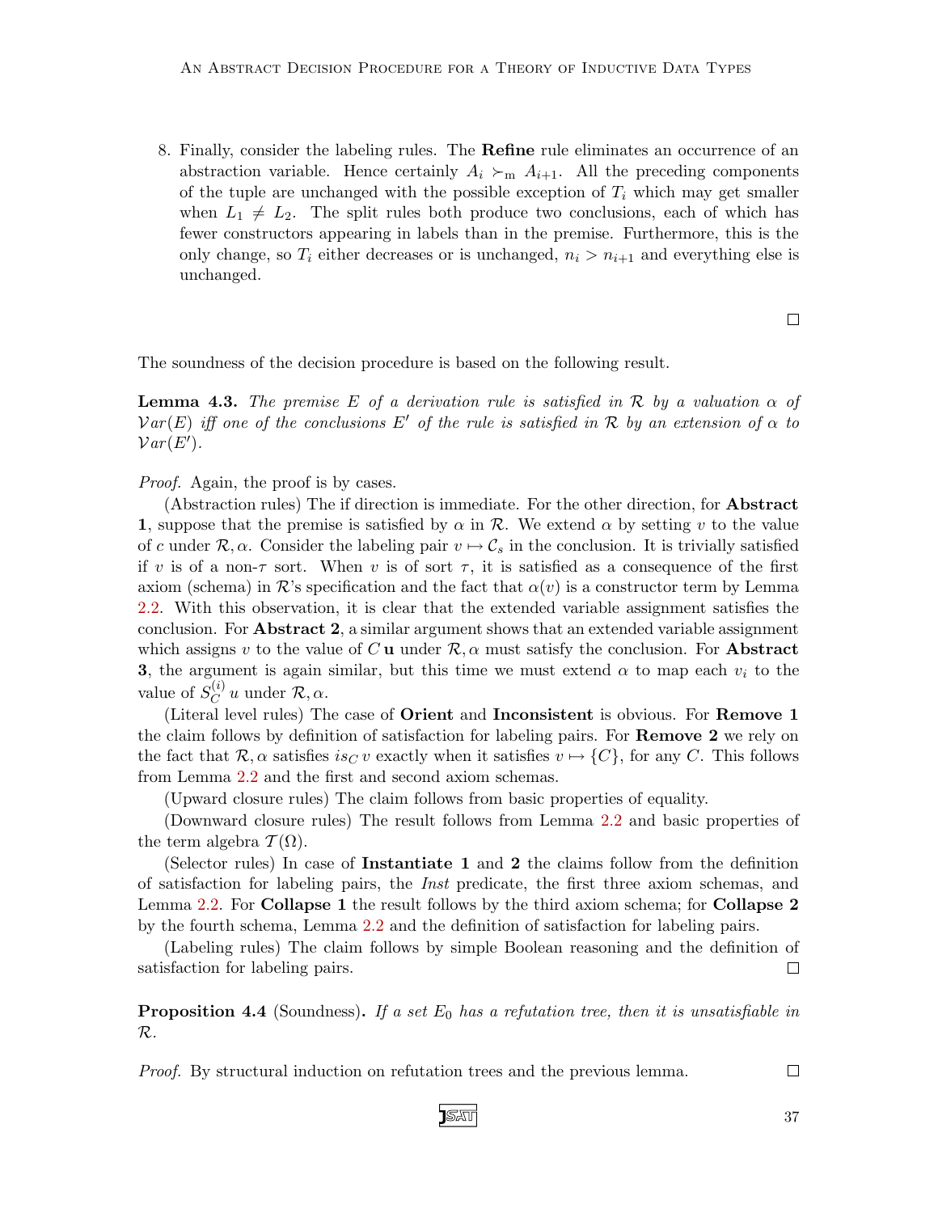8. Finally, consider the labeling rules. The **Refine** rule eliminates an occurrence of an abstraction variable. Hence certainly $A_i \succ_{\mathrm{m}} A_{i+1}$. All the preceding components of the tuple are unchanged with the possible exception of $T_i$ which may get smaller when $L_1 \neq L_2$. The split rules both produce two conclusions, each of which has fewer constructors appearing in labels than in the premise. Furthermore, this is the only change, so $T_i$ either decreases or is unchanged, $n_i > n_{i+1}$ and everything else is unchanged.

□

The soundness of the decision procedure is based on the following result.

**Lemma 4.3.** *The premise $E$ of a derivation rule is satisfied in $\mathcal{R}$ by a valuation $\alpha$ of $\mathcal{V}ar(E)$ iff one of the conclusions $E'$ of the rule is satisfied in $\mathcal{R}$ by an extension of $\alpha$ to $\mathcal{V}ar(E')$.*

*Proof.* Again, the proof is by cases.

(Abstraction rules) The if direction is immediate. For the other direction, for **Abstract 1**, suppose that the premise is satisfied by $\alpha$ in $\mathcal{R}$. We extend $\alpha$ by setting $v$ to the value of $c$ under $\mathcal{R}, \alpha$. Consider the labeling pair $v \mapsto \mathcal{C}_s$ in the conclusion. It is trivially satisfied if $v$ is of a non-$\tau$ sort. When $v$ is of sort $\tau$, it is satisfied as a consequence of the first axiom (schema) in $\mathcal{R}$'s specification and the fact that $\alpha(v)$ is a constructor term by Lemma 2.2. With this observation, it is clear that the extended variable assignment satisfies the conclusion. For **Abstract 2**, a similar argument shows that an extended variable assignment which assigns $v$ to the value of $C\,\mathbf{u}$ under $\mathcal{R}, \alpha$ must satisfy the conclusion. For **Abstract 3**, the argument is again similar, but this time we must extend $\alpha$ to map each $v_i$ to the value of $S_C^{(i)}\, u$ under $\mathcal{R}, \alpha$.

(Literal level rules) The case of **Orient** and **Inconsistent** is obvious. For **Remove 1** the claim follows by definition of satisfaction for labeling pairs. For **Remove 2** we rely on the fact that $\mathcal{R}, \alpha$ satisfies $is_C\, v$ exactly when it satisfies $v \mapsto \{C\}$, for any $C$. This follows from Lemma 2.2 and the first and second axiom schemas.

(Upward closure rules) The claim follows from basic properties of equality.

(Downward closure rules) The result follows from Lemma 2.2 and basic properties of the term algebra $\mathcal{T}(\Omega)$.

(Selector rules) In case of **Instantiate 1** and **2** the claims follow from the definition of satisfaction for labeling pairs, the *Inst* predicate, the first three axiom schemas, and Lemma 2.2. For **Collapse 1** the result follows by the third axiom schema; for **Collapse 2** by the fourth schema, Lemma 2.2 and the definition of satisfaction for labeling pairs.

(Labeling rules) The claim follows by simple Boolean reasoning and the definition of satisfaction for labeling pairs. □

**Proposition 4.4** (Soundness)**.** *If a set $E_0$ has a refutation tree, then it is unsatisfiable in $\mathcal{R}$.*

*Proof.* By structural induction on refutation trees and the previous lemma. □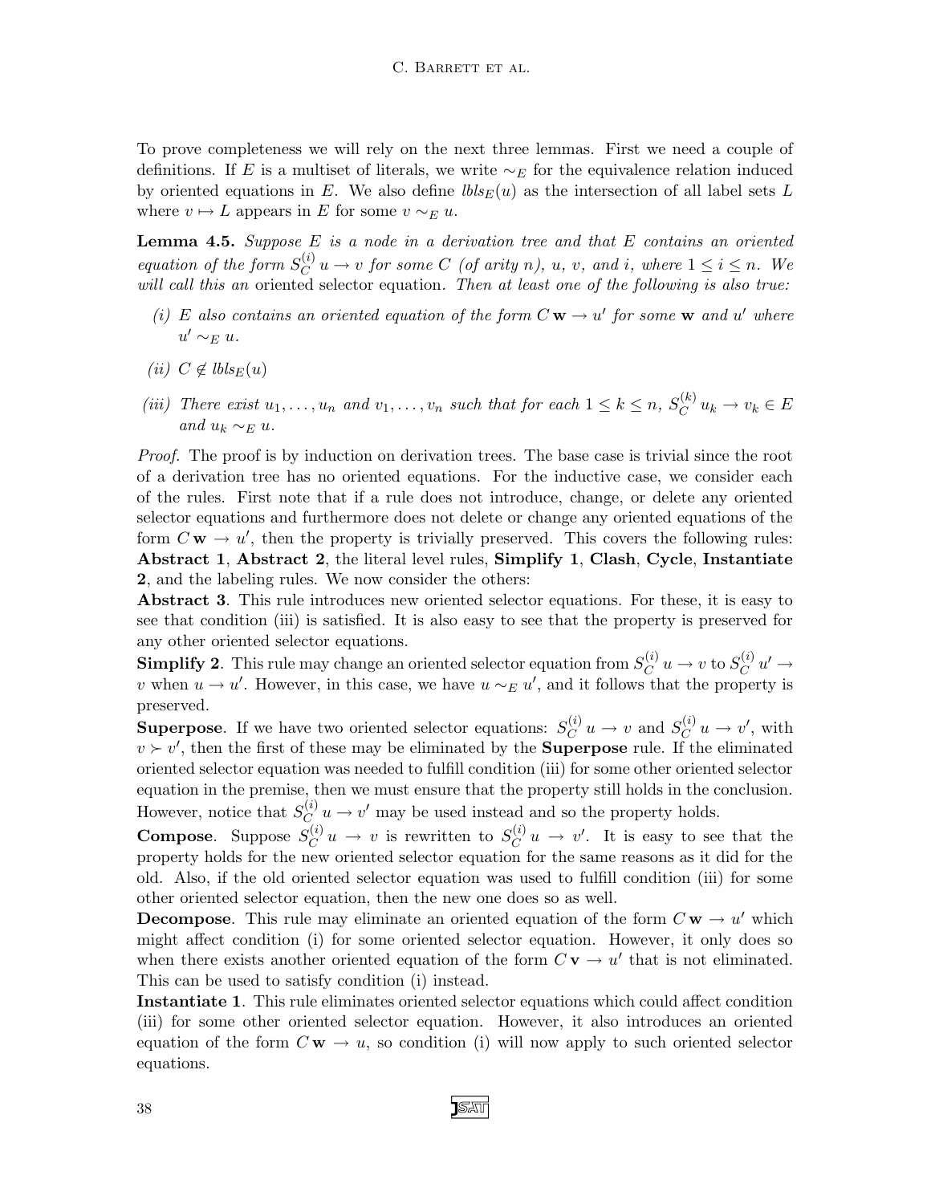To prove completeness we will rely on the next three lemmas. First we need a couple of definitions. If $E$ is a multiset of literals, we write $\sim_E$ for the equivalence relation induced by oriented equations in $E$. We also define $lbls_E(u)$ as the intersection of all label sets $L$ where $v \mapsto L$ appears in $E$ for some $v \sim_E u$.

**Lemma 4.5.** *Suppose $E$ is a node in a derivation tree and that $E$ contains an oriented equation of the form $S_C^{(i)}\, u \to v$ for some $C$ (of arity $n$), $u$, $v$, and $i$, where $1 \le i \le n$. We will call this an* oriented selector equation*. Then at least one of the following is also true:*

- *(i) $E$ also contains an oriented equation of the form $C\,\mathbf{w} \to u'$ for some $\mathbf{w}$ and $u'$ where $u' \sim_E u$.*
- *(ii) $C \notin lbls_E(u)$*
- *(iii) There exist $u_1, \ldots, u_n$ and $v_1, \ldots, v_n$ such that for each $1 \le k \le n$, $S_C^{(k)}\, u_k \to v_k \in E$ and $u_k \sim_E u$.*

*Proof.* The proof is by induction on derivation trees. The base case is trivial since the root of a derivation tree has no oriented equations. For the inductive case, we consider each of the rules. First note that if a rule does not introduce, change, or delete any oriented selector equations and furthermore does not delete or change any oriented equations of the form $C\,\mathbf{w} \to u'$, then the property is trivially preserved. This covers the following rules: **Abstract 1**, **Abstract 2**, the literal level rules, **Simplify 1**, **Clash**, **Cycle**, **Instantiate 2**, and the labeling rules. We now consider the others:

**Abstract 3**. This rule introduces new oriented selector equations. For these, it is easy to see that condition (iii) is satisfied. It is also easy to see that the property is preserved for any other oriented selector equations.

**Simplify 2**. This rule may change an oriented selector equation from $S_C^{(i)}\, u \to v$ to $S_C^{(i)}\, u' \to v$ when $u \to u'$. However, in this case, we have $u \sim_E u'$, and it follows that the property is preserved.

**Superpose**. If we have two oriented selector equations: $S_C^{(i)}\, u \to v$ and $S_C^{(i)}\, u \to v'$, with $v \succ v'$, then the first of these may be eliminated by the **Superpose** rule. If the eliminated oriented selector equation was needed to fulfill condition (iii) for some other oriented selector equation in the premise, then we must ensure that the property still holds in the conclusion. However, notice that $S_C^{(i)}\, u \to v'$ may be used instead and so the property holds.

**Compose**. Suppose $S_C^{(i)}\, u \to v$ is rewritten to $S_C^{(i)}\, u \to v'$. It is easy to see that the property holds for the new oriented selector equation for the same reasons as it did for the old. Also, if the old oriented selector equation was used to fulfill condition (iii) for some other oriented selector equation, then the new one does so as well.

**Decompose**. This rule may eliminate an oriented equation of the form $C\,\mathbf{w} \to u'$ which might affect condition (i) for some oriented selector equation. However, it only does so when there exists another oriented equation of the form $C\,\mathbf{v} \to u'$ that is not eliminated. This can be used to satisfy condition (i) instead.

**Instantiate 1**. This rule eliminates oriented selector equations which could affect condition (iii) for some other oriented selector equation. However, it also introduces an oriented equation of the form $C\,\mathbf{w} \to u$, so condition (i) will now apply to such oriented selector equations.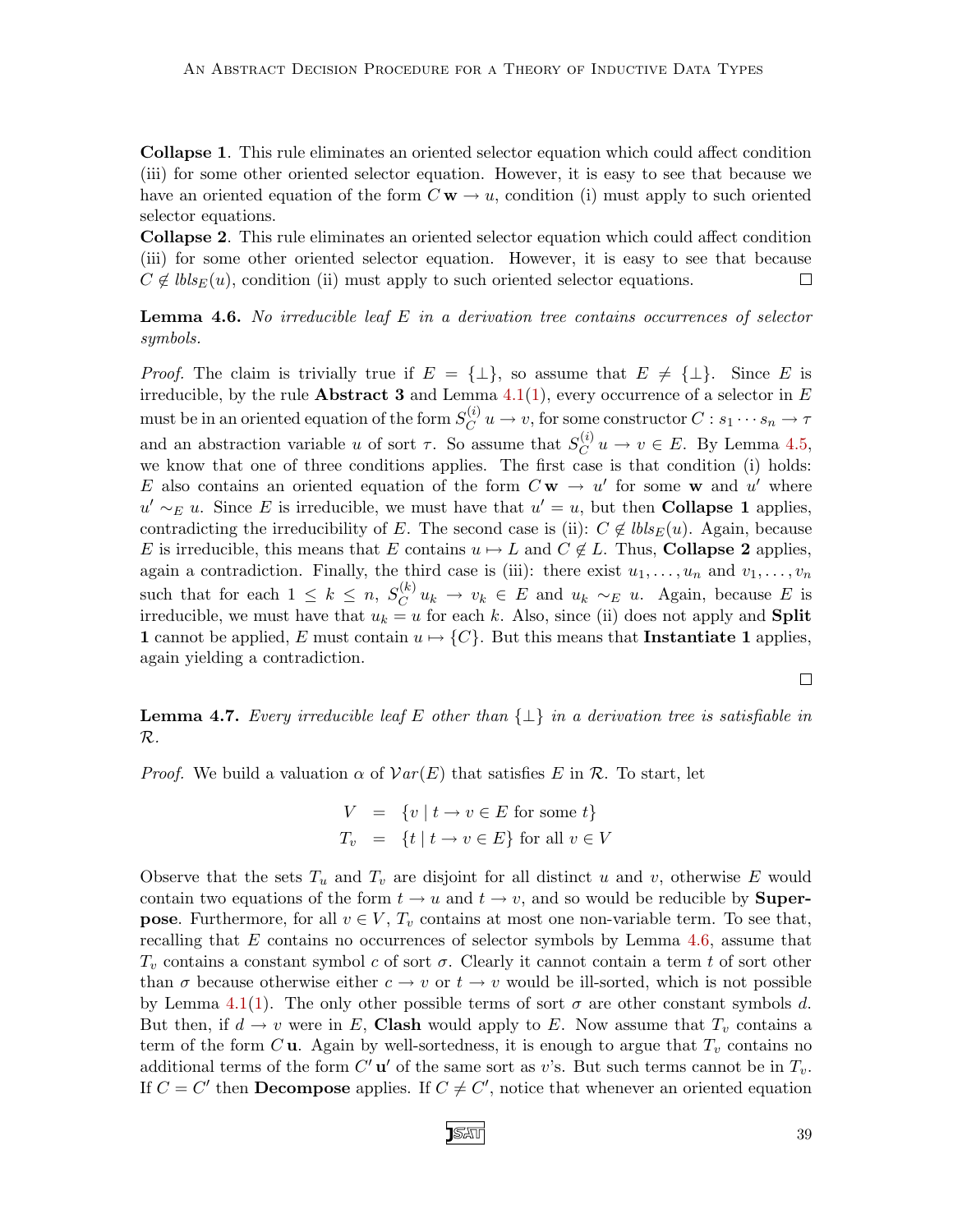**Collapse 1**. This rule eliminates an oriented selector equation which could affect condition (iii) for some other oriented selector equation. However, it is easy to see that because we have an oriented equation of the form $C\,\mathbf{w} \to u$, condition (i) must apply to such oriented selector equations.

**Collapse 2**. This rule eliminates an oriented selector equation which could affect condition (iii) for some other oriented selector equation. However, it is easy to see that because $C \notin \mathit{lbls}_E(u)$, condition (ii) must apply to such oriented selector equations. □

**Lemma 4.6.** *No irreducible leaf $E$ in a derivation tree contains occurrences of selector symbols.*

*Proof.* The claim is trivially true if $E = \{\bot\}$, so assume that $E \neq \{\bot\}$. Since $E$ is irreducible, by the rule **Abstract 3** and Lemma 4.1(1), every occurrence of a selector in $E$ must be in an oriented equation of the form $S_C^{(i)}\,u \to v$, for some constructor $C : s_1 \cdots s_n \to \tau$ and an abstraction variable $u$ of sort $\tau$. So assume that $S_C^{(i)}\,u \to v \in E$. By Lemma 4.5, we know that one of three conditions applies. The first case is that condition (i) holds: $E$ also contains an oriented equation of the form $C\,\mathbf{w} \to u'$ for some $\mathbf{w}$ and $u'$ where $u' \sim_E u$. Since $E$ is irreducible, we must have that $u' = u$, but then **Collapse 1** applies, contradicting the irreducibility of $E$. The second case is (ii): $C \notin \mathit{lbls}_E(u)$. Again, because $E$ is irreducible, this means that $E$ contains $u \mapsto L$ and $C \notin L$. Thus, **Collapse 2** applies, again a contradiction. Finally, the third case is (iii): there exist $u_1, \ldots, u_n$ and $v_1, \ldots, v_n$ such that for each $1 \leq k \leq n$, $S_C^{(k)}\,u_k \to v_k \in E$ and $u_k \sim_E u$. Again, because $E$ is irreducible, we must have that $u_k = u$ for each $k$. Also, since (ii) does not apply and **Split 1** cannot be applied, $E$ must contain $u \mapsto \{C\}$. But this means that **Instantiate 1** applies, again yielding a contradiction.

□

**Lemma 4.7.** *Every irreducible leaf $E$ other than $\{\bot\}$ in a derivation tree is satisfiable in $\mathcal{R}$.*

*Proof.* We build a valuation $\alpha$ of $\mathcal{V}ar(E)$ that satisfies $E$ in $\mathcal{R}$. To start, let

$$
\begin{aligned}
V &= \{v \mid t \to v \in E \text{ for some } t\} \\
T_v &= \{t \mid t \to v \in E\} \text{ for all } v \in V
\end{aligned}
$$

Observe that the sets $T_u$ and $T_v$ are disjoint for all distinct $u$ and $v$, otherwise $E$ would contain two equations of the form $t \to u$ and $t \to v$, and so would be reducible by **Superpose**. Furthermore, for all $v \in V$, $T_v$ contains at most one non-variable term. To see that, recalling that $E$ contains no occurrences of selector symbols by Lemma 4.6, assume that $T_v$ contains a constant symbol $c$ of sort $\sigma$. Clearly it cannot contain a term $t$ of sort other than $\sigma$ because otherwise either $c \to v$ or $t \to v$ would be ill-sorted, which is not possible by Lemma 4.1(1). The only other possible terms of sort $\sigma$ are other constant symbols $d$. But then, if $d \to v$ were in $E$, **Clash** would apply to $E$. Now assume that $T_v$ contains a term of the form $C\,\mathbf{u}$. Again by well-sortedness, it is enough to argue that $T_v$ contains no additional terms of the form $C'\,\mathbf{u}'$ of the same sort as $v$'s. But such terms cannot be in $T_v$. If $C = C'$ then **Decompose** applies. If $C \neq C'$, notice that whenever an oriented equation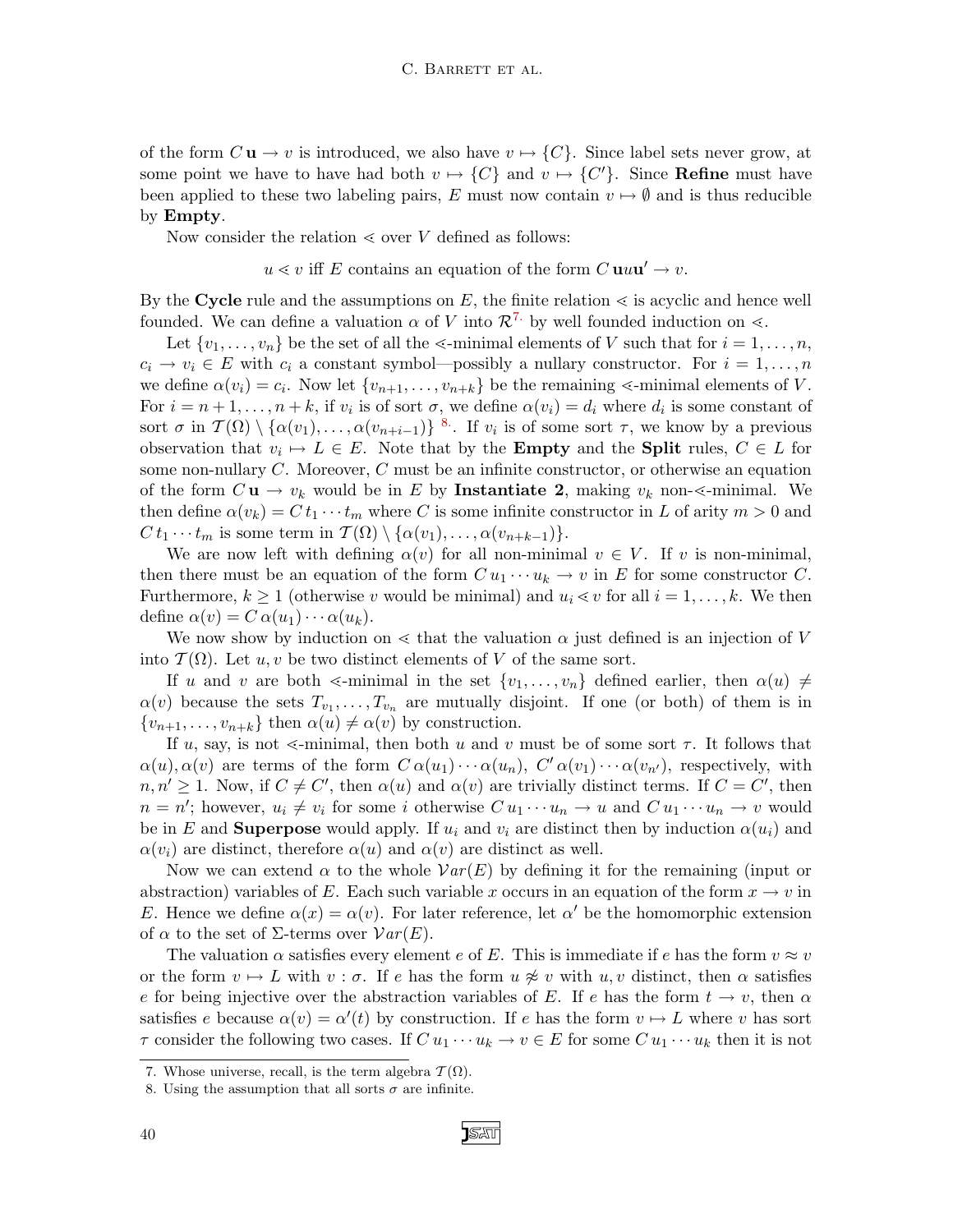of the form $C\,\mathbf{u} \to v$ is introduced, we also have $v \mapsto \{C\}$. Since label sets never grow, at some point we have to have had both $v \mapsto \{C\}$ and $v \mapsto \{C'\}$. Since **Refine** must have been applied to these two labeling pairs, $E$ must now contain $v \mapsto \emptyset$ and is thus reducible by **Empty**.

Now consider the relation $\lessdot$ over $V$ defined as follows:

$$u \lessdot v \text{ iff } E \text{ contains an equation of the form } C\,\mathbf{u}u\mathbf{u}' \to v.$$

By the **Cycle** rule and the assumptions on $E$, the finite relation $\lessdot$ is acyclic and hence well founded. We can define a valuation $\alpha$ of $V$ into $\mathcal{R}$[7] by well founded induction on $\lessdot$.

Let $\{v_1, \ldots, v_n\}$ be the set of all the $\lessdot$-minimal elements of $V$ such that for $i = 1, \ldots, n$, $c_i \to v_i \in E$ with $c_i$ a constant symbol—possibly a nullary constructor. For $i = 1, \ldots, n$ we define $\alpha(v_i) = c_i$. Now let $\{v_{n+1}, \ldots, v_{n+k}\}$ be the remaining $\lessdot$-minimal elements of $V$. For $i = n+1, \ldots, n+k$, if $v_i$ is of sort $\sigma$, we define $\alpha(v_i) = d_i$ where $d_i$ is some constant of sort $\sigma$ in $\mathcal{T}(\Omega) \setminus \{\alpha(v_1), \ldots, \alpha(v_{n+i-1})\}$ [8]. If $v_i$ is of some sort $\tau$, we know by a previous observation that $v_i \mapsto L \in E$. Note that by the **Empty** and the **Split** rules, $C \in L$ for some non-nullary $C$. Moreover, $C$ must be an infinite constructor, or otherwise an equation of the form $C\,\mathbf{u} \to v_k$ would be in $E$ by **Instantiate 2**, making $v_k$ non-$\lessdot$-minimal. We then define $\alpha(v_k) = C\,t_1 \cdots t_m$ where $C$ is some infinite constructor in $L$ of arity $m > 0$ and $C\,t_1 \cdots t_m$ is some term in $\mathcal{T}(\Omega) \setminus \{\alpha(v_1), \ldots, \alpha(v_{n+k-1})\}$.

We are now left with defining $\alpha(v)$ for all non-minimal $v \in V$. If $v$ is non-minimal, then there must be an equation of the form $C\,u_1 \cdots u_k \to v$ in $E$ for some constructor $C$. Furthermore, $k \geq 1$ (otherwise $v$ would be minimal) and $u_i \lessdot v$ for all $i = 1, \ldots, k$. We then define $\alpha(v) = C\,\alpha(u_1) \cdots \alpha(u_k)$.

We now show by induction on $\lessdot$ that the valuation $\alpha$ just defined is an injection of $V$ into $\mathcal{T}(\Omega)$. Let $u, v$ be two distinct elements of $V$ of the same sort.

If $u$ and $v$ are both $\lessdot$-minimal in the set $\{v_1, \ldots, v_n\}$ defined earlier, then $\alpha(u) \neq \alpha(v)$ because the sets $T_{v_1}, \ldots, T_{v_n}$ are mutually disjoint. If one (or both) of them is in $\{v_{n+1}, \ldots, v_{n+k}\}$ then $\alpha(u) \neq \alpha(v)$ by construction.

If $u$, say, is not $\lessdot$-minimal, then both $u$ and $v$ must be of some sort $\tau$. It follows that $\alpha(u), \alpha(v)$ are terms of the form $C\,\alpha(u_1) \cdots \alpha(u_n)$, $C'\,\alpha(v_1) \cdots \alpha(v_{n'})$, respectively, with $n, n' \geq 1$. Now, if $C \neq C'$, then $\alpha(u)$ and $\alpha(v)$ are trivially distinct terms. If $C = C'$, then $n = n'$; however, $u_i \neq v_i$ for some $i$ otherwise $C\,u_1 \cdots u_n \to u$ and $C\,u_1 \cdots u_n \to v$ would be in $E$ and **Superpose** would apply. If $u_i$ and $v_i$ are distinct then by induction $\alpha(u_i)$ and $\alpha(v_i)$ are distinct, therefore $\alpha(u)$ and $\alpha(v)$ are distinct as well.

Now we can extend $\alpha$ to the whole $\mathcal{V}ar(E)$ by defining it for the remaining (input or abstraction) variables of $E$. Each such variable $x$ occurs in an equation of the form $x \to v$ in $E$. Hence we define $\alpha(x) = \alpha(v)$. For later reference, let $\alpha'$ be the homomorphic extension of $\alpha$ to the set of $\Sigma$-terms over $\mathcal{V}ar(E)$.

The valuation $\alpha$ satisfies every element $e$ of $E$. This is immediate if $e$ has the form $v \approx v$ or the form $v \mapsto L$ with $v : \sigma$. If $e$ has the form $u \not\approx v$ with $u, v$ distinct, then $\alpha$ satisfies $e$ for being injective over the abstraction variables of $E$. If $e$ has the form $t \to v$, then $\alpha$ satisfies $e$ because $\alpha(v) = \alpha'(t)$ by construction. If $e$ has the form $v \mapsto L$ where $v$ has sort $\tau$ consider the following two cases. If $C\,u_1 \cdots u_k \to v \in E$ for some $C\,u_1 \cdots u_k$ then it is not

7. Whose universe, recall, is the term algebra $\mathcal{T}(\Omega)$.
8. Using the assumption that all sorts $\sigma$ are infinite.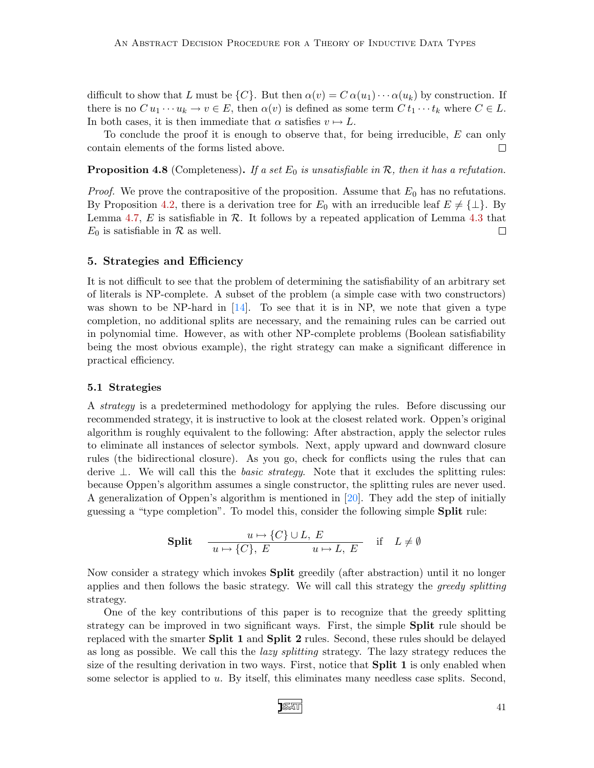difficult to show that $L$ must be $\{C\}$. But then $\alpha(v) = C\,\alpha(u_1)\cdots\alpha(u_k)$ by construction. If there is no $C\,u_1\cdots u_k \to v \in E$, then $\alpha(v)$ is defined as some term $C\,t_1\cdots t_k$ where $C \in L$. In both cases, it is then immediate that $\alpha$ satisfies $v \mapsto L$.

To conclude the proof it is enough to observe that, for being irreducible, $E$ can only contain elements of the forms listed above. ◻

**Proposition 4.8** (Completeness)**.** *If a set $E_0$ is unsatisfiable in $\mathcal{R}$, then it has a refutation.*

*Proof.* We prove the contrapositive of the proposition. Assume that $E_0$ has no refutations. By Proposition 4.2, there is a derivation tree for $E_0$ with an irreducible leaf $E \neq \{\bot\}$. By Lemma 4.7, $E$ is satisfiable in $\mathcal{R}$. It follows by a repeated application of Lemma 4.3 that $E_0$ is satisfiable in $\mathcal{R}$ as well. ◻

## 5. Strategies and Efficiency

It is not difficult to see that the problem of determining the satisfiability of an arbitrary set of literals is NP-complete. A subset of the problem (a simple case with two constructors) was shown to be NP-hard in [14]. To see that it is in NP, we note that given a type completion, no additional splits are necessary, and the remaining rules can be carried out in polynomial time. However, as with other NP-complete problems (Boolean satisfiability being the most obvious example), the right strategy can make a significant difference in practical efficiency.

### 5.1 Strategies

A *strategy* is a predetermined methodology for applying the rules. Before discussing our recommended strategy, it is instructive to look at the closest related work. Oppen's original algorithm is roughly equivalent to the following: After abstraction, apply the selector rules to eliminate all instances of selector symbols. Next, apply upward and downward closure rules (the bidirectional closure). As you go, check for conflicts using the rules that can derive $\bot$. We will call this the *basic strategy*. Note that it excludes the splitting rules: because Oppen's algorithm assumes a single constructor, the splitting rules are never used. A generalization of Oppen's algorithm is mentioned in [20]. They add the step of initially guessing a "type completion". To model this, consider the following simple **Split** rule:

$$\textbf{Split}\quad \frac{u \mapsto \{C\} \cup L,\ E}{u \mapsto \{C\},\ E \qquad\qquad u \mapsto L,\ E} \quad \text{if} \quad L \neq \emptyset$$

Now consider a strategy which invokes **Split** greedily (after abstraction) until it no longer applies and then follows the basic strategy. We will call this strategy the *greedy splitting* strategy.

One of the key contributions of this paper is to recognize that the greedy splitting strategy can be improved in two significant ways. First, the simple **Split** rule should be replaced with the smarter **Split 1** and **Split 2** rules. Second, these rules should be delayed as long as possible. We call this the *lazy splitting* strategy. The lazy strategy reduces the size of the resulting derivation in two ways. First, notice that **Split 1** is only enabled when some selector is applied to $u$. By itself, this eliminates many needless case splits. Second,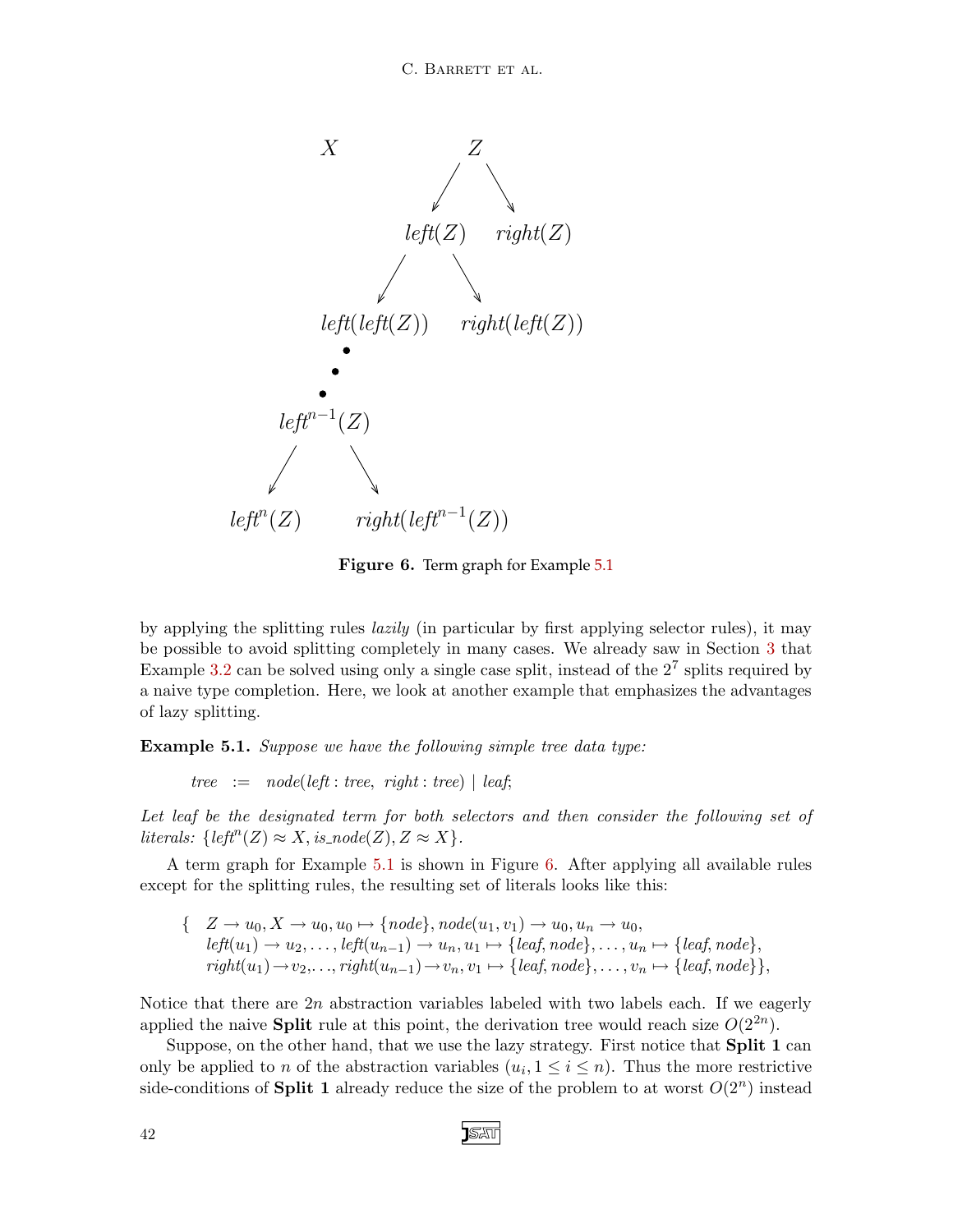**Figure 6.** Term graph for Example 5.1

by applying the splitting rules *lazily* (in particular by first applying selector rules), it may be possible to avoid splitting completely in many cases. We already saw in Section 3 that Example 3.2 can be solved using only a single case split, instead of the $2^7$ splits required by a naive type completion. Here, we look at another example that emphasizes the advantages of lazy splitting.

**Example 5.1.** *Suppose we have the following simple tree data type:*

$$tree \;\; := \;\; node(left : tree,\; right : tree) \mid leaf;$$

*Let leaf be the designated term for both selectors and then consider the following set of literals:* $\{left^n(Z) \approx X, is\_node(Z), Z \approx X\}$.

A term graph for Example 5.1 is shown in Figure 6. After applying all available rules except for the splitting rules, the resulting set of literals looks like this:

$$\begin{aligned}\{\;\; & Z \to u_0, X \to u_0, u_0 \mapsto \{node\}, node(u_1, v_1) \to u_0, u_n \to u_0, \\ & left(u_1) \to u_2, \ldots, left(u_{n-1}) \to u_n, u_1 \mapsto \{leaf, node\}, \ldots, u_n \mapsto \{leaf, node\}, \\ & right(u_1) \to v_2, \ldots, right(u_{n-1}) \to v_n, v_1 \mapsto \{leaf, node\}, \ldots, v_n \mapsto \{leaf, node\}\},\end{aligned}$$

Notice that there are $2n$ abstraction variables labeled with two labels each. If we eagerly applied the naive **Split** rule at this point, the derivation tree would reach size $O(2^{2n})$.

Suppose, on the other hand, that we use the lazy strategy. First notice that **Split 1** can only be applied to $n$ of the abstraction variables ($u_i, 1 \leq i \leq n$). Thus the more restrictive side-conditions of **Split 1** already reduce the size of the problem to at worst $O(2^n)$ instead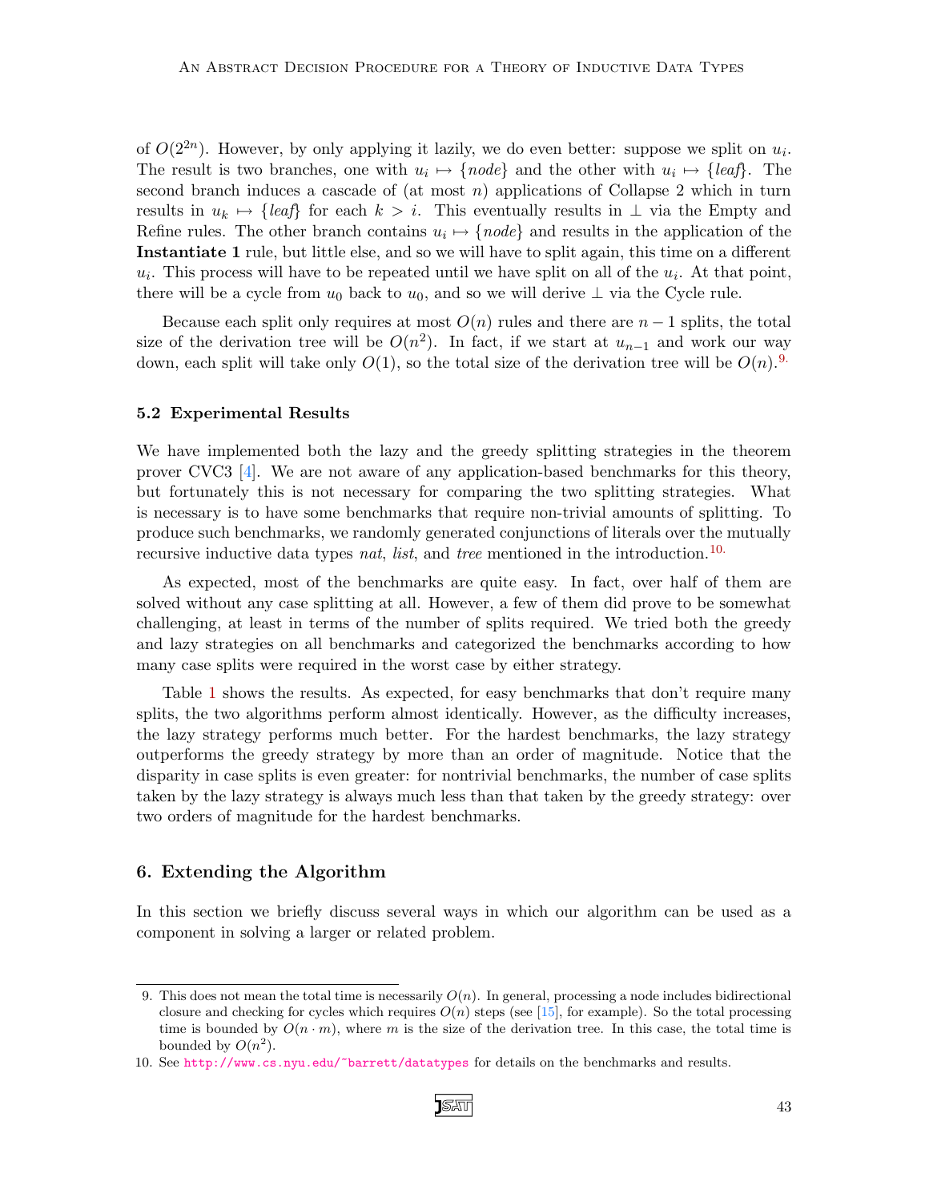of $O(2^{2n})$. However, by only applying it lazily, we do even better: suppose we split on $u_i$. The result is two branches, one with $u_i \mapsto \{node\}$ and the other with $u_i \mapsto \{leaf\}$. The second branch induces a cascade of (at most $n$) applications of Collapse 2 which in turn results in $u_k \mapsto \{leaf\}$ for each $k > i$. This eventually results in $\perp$ via the Empty and Refine rules. The other branch contains $u_i \mapsto \{node\}$ and results in the application of the **Instantiate 1** rule, but little else, and so we will have to split again, this time on a different $u_i$. This process will have to be repeated until we have split on all of the $u_i$. At that point, there will be a cycle from $u_0$ back to $u_0$, and so we will derive $\perp$ via the Cycle rule.

Because each split only requires at most $O(n)$ rules and there are $n-1$ splits, the total size of the derivation tree will be $O(n^2)$. In fact, if we start at $u_{n-1}$ and work our way down, each split will take only $O(1)$, so the total size of the derivation tree will be $O(n)$.[9.]

### 5.2 Experimental Results

We have implemented both the lazy and the greedy splitting strategies in the theorem prover CVC3 [4]. We are not aware of any application-based benchmarks for this theory, but fortunately this is not necessary for comparing the two splitting strategies. What is necessary is to have some benchmarks that require non-trivial amounts of splitting. To produce such benchmarks, we randomly generated conjunctions of literals over the mutually recursive inductive data types *nat*, *list*, and *tree* mentioned in the introduction.[10.]

As expected, most of the benchmarks are quite easy. In fact, over half of them are solved without any case splitting at all. However, a few of them did prove to be somewhat challenging, at least in terms of the number of splits required. We tried both the greedy and lazy strategies on all benchmarks and categorized the benchmarks according to how many case splits were required in the worst case by either strategy.

Table 1 shows the results. As expected, for easy benchmarks that don't require many splits, the two algorithms perform almost identically. However, as the difficulty increases, the lazy strategy performs much better. For the hardest benchmarks, the lazy strategy outperforms the greedy strategy by more than an order of magnitude. Notice that the disparity in case splits is even greater: for nontrivial benchmarks, the number of case splits taken by the lazy strategy is always much less than that taken by the greedy strategy: over two orders of magnitude for the hardest benchmarks.

## 6. Extending the Algorithm

In this section we briefly discuss several ways in which our algorithm can be used as a component in solving a larger or related problem.

---

9. This does not mean the total time is necessarily $O(n)$. In general, processing a node includes bidirectional closure and checking for cycles which requires $O(n)$ steps (see [15], for example). So the total processing time is bounded by $O(n \cdot m)$, where $m$ is the size of the derivation tree. In this case, the total time is bounded by $O(n^2)$.

10. See http://www.cs.nyu.edu/~barrett/datatypes for details on the benchmarks and results.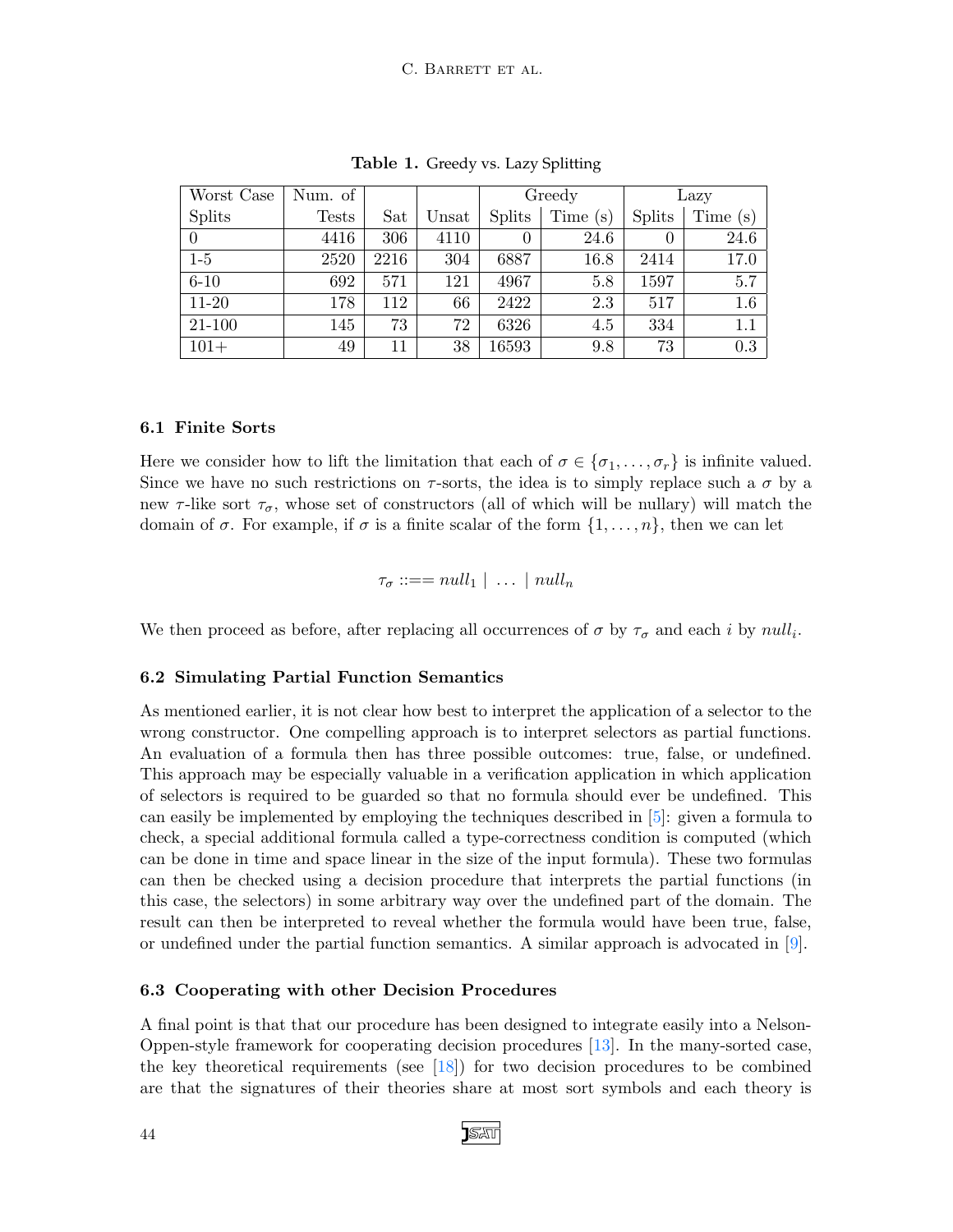**Table 1.** Greedy vs. Lazy Splitting

| Worst Case Splits | Num. of Tests | Sat | Unsat | Greedy | | Lazy | |
|---|---|---|---|---|---|---|---|
| | | | | Splits | Time (s) | Splits | Time (s) |
| 0 | 4416 | 306 | 4110 | 0 | 24.6 | 0 | 24.6 |
| 1-5 | 2520 | 2216 | 304 | 6887 | 16.8 | 2414 | 17.0 |
| 6-10 | 692 | 571 | 121 | 4967 | 5.8 | 1597 | 5.7 |
| 11-20 | 178 | 112 | 66 | 2422 | 2.3 | 517 | 1.6 |
| 21-100 | 145 | 73 | 72 | 6326 | 4.5 | 334 | 1.1 |
| 101+ | 49 | 11 | 38 | 16593 | 9.8 | 73 | 0.3 |

### 6.1 Finite Sorts

Here we consider how to lift the limitation that each of $\sigma \in \{\sigma_1, \ldots, \sigma_r\}$ is infinite valued. Since we have no such restrictions on $\tau$-sorts, the idea is to simply replace such a $\sigma$ by a new $\tau$-like sort $\tau_\sigma$, whose set of constructors (all of which will be nullary) will match the domain of $\sigma$. For example, if $\sigma$ is a finite scalar of the form $\{1, \ldots, n\}$, then we can let

$$\tau_\sigma ::== null_1 \mid \ldots \mid null_n$$

We then proceed as before, after replacing all occurrences of $\sigma$ by $\tau_\sigma$ and each $i$ by $null_i$.

### 6.2 Simulating Partial Function Semantics

As mentioned earlier, it is not clear how best to interpret the application of a selector to the wrong constructor. One compelling approach is to interpret selectors as partial functions. An evaluation of a formula then has three possible outcomes: true, false, or undefined. This approach may be especially valuable in a verification application in which application of selectors is required to be guarded so that no formula should ever be undefined. This can easily be implemented by employing the techniques described in [5]: given a formula to check, a special additional formula called a type-correctness condition is computed (which can be done in time and space linear in the size of the input formula). These two formulas can then be checked using a decision procedure that interprets the partial functions (in this case, the selectors) in some arbitrary way over the undefined part of the domain. The result can then be interpreted to reveal whether the formula would have been true, false, or undefined under the partial function semantics. A similar approach is advocated in [9].

### 6.3 Cooperating with other Decision Procedures

A final point is that that our procedure has been designed to integrate easily into a Nelson-Oppen-style framework for cooperating decision procedures [13]. In the many-sorted case, the key theoretical requirements (see [18]) for two decision procedures to be combined are that the signatures of their theories share at most sort symbols and each theory is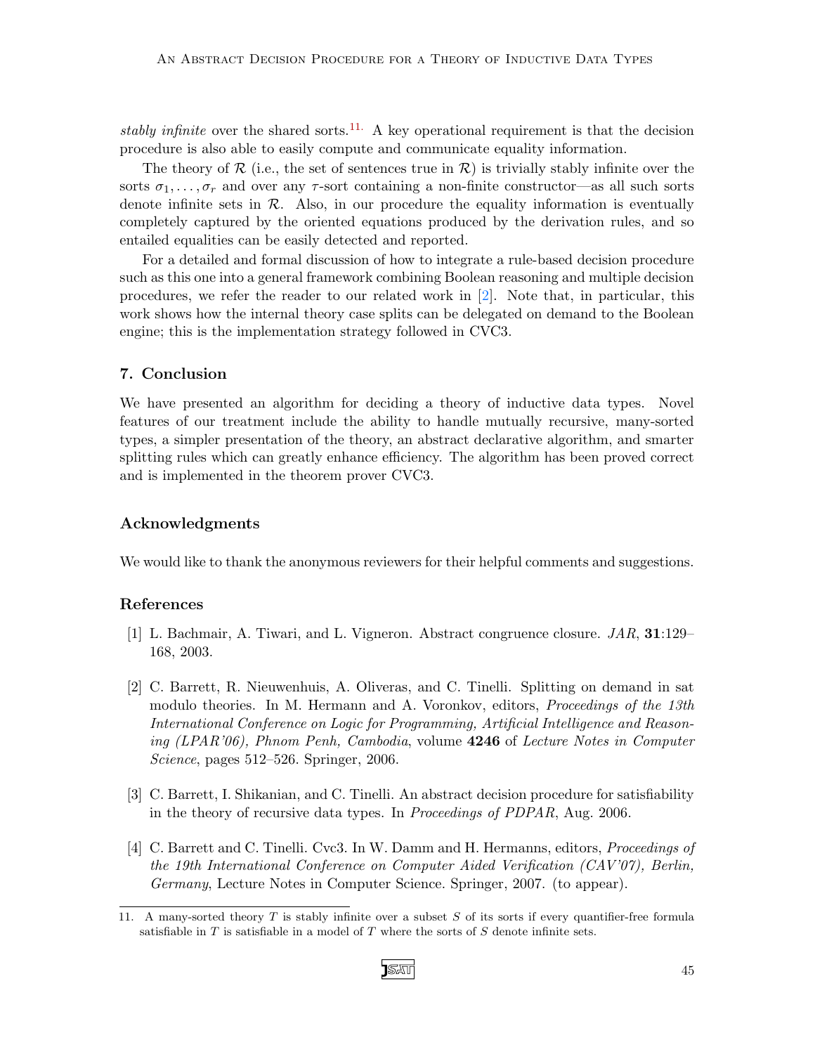*stably infinite* over the shared sorts.[11] A key operational requirement is that the decision procedure is also able to easily compute and communicate equality information.

The theory of $\mathcal{R}$ (i.e., the set of sentences true in $\mathcal{R}$) is trivially stably infinite over the sorts $\sigma_1, \ldots, \sigma_r$ and over any $\tau$-sort containing a non-finite constructor—as all such sorts denote infinite sets in $\mathcal{R}$. Also, in our procedure the equality information is eventually completely captured by the oriented equations produced by the derivation rules, and so entailed equalities can be easily detected and reported.

For a detailed and formal discussion of how to integrate a rule-based decision procedure such as this one into a general framework combining Boolean reasoning and multiple decision procedures, we refer the reader to our related work in [2]. Note that, in particular, this work shows how the internal theory case splits can be delegated on demand to the Boolean engine; this is the implementation strategy followed in CVC3.

## 7. Conclusion

We have presented an algorithm for deciding a theory of inductive data types. Novel features of our treatment include the ability to handle mutually recursive, many-sorted types, a simpler presentation of the theory, an abstract declarative algorithm, and smarter splitting rules which can greatly enhance efficiency. The algorithm has been proved correct and is implemented in the theorem prover CVC3.

## Acknowledgments

We would like to thank the anonymous reviewers for their helpful comments and suggestions.

## References

[1] L. Bachmair, A. Tiwari, and L. Vigneron. Abstract congruence closure. *JAR*, **31**:129–168, 2003.

[2] C. Barrett, R. Nieuwenhuis, A. Oliveras, and C. Tinelli. Splitting on demand in sat modulo theories. In M. Hermann and A. Voronkov, editors, *Proceedings of the 13th International Conference on Logic for Programming, Artificial Intelligence and Reasoning (LPAR'06), Phnom Penh, Cambodia*, volume **4246** of *Lecture Notes in Computer Science*, pages 512–526. Springer, 2006.

[3] C. Barrett, I. Shikanian, and C. Tinelli. An abstract decision procedure for satisfiability in the theory of recursive data types. In *Proceedings of PDPAR*, Aug. 2006.

[4] C. Barrett and C. Tinelli. Cvc3. In W. Damm and H. Hermanns, editors, *Proceedings of the 19th International Conference on Computer Aided Verification (CAV'07), Berlin, Germany*, Lecture Notes in Computer Science. Springer, 2007. (to appear).

---

11. A many-sorted theory $T$ is stably infinite over a subset $S$ of its sorts if every quantifier-free formula satisfiable in $T$ is satisfiable in a model of $T$ where the sorts of $S$ denote infinite sets.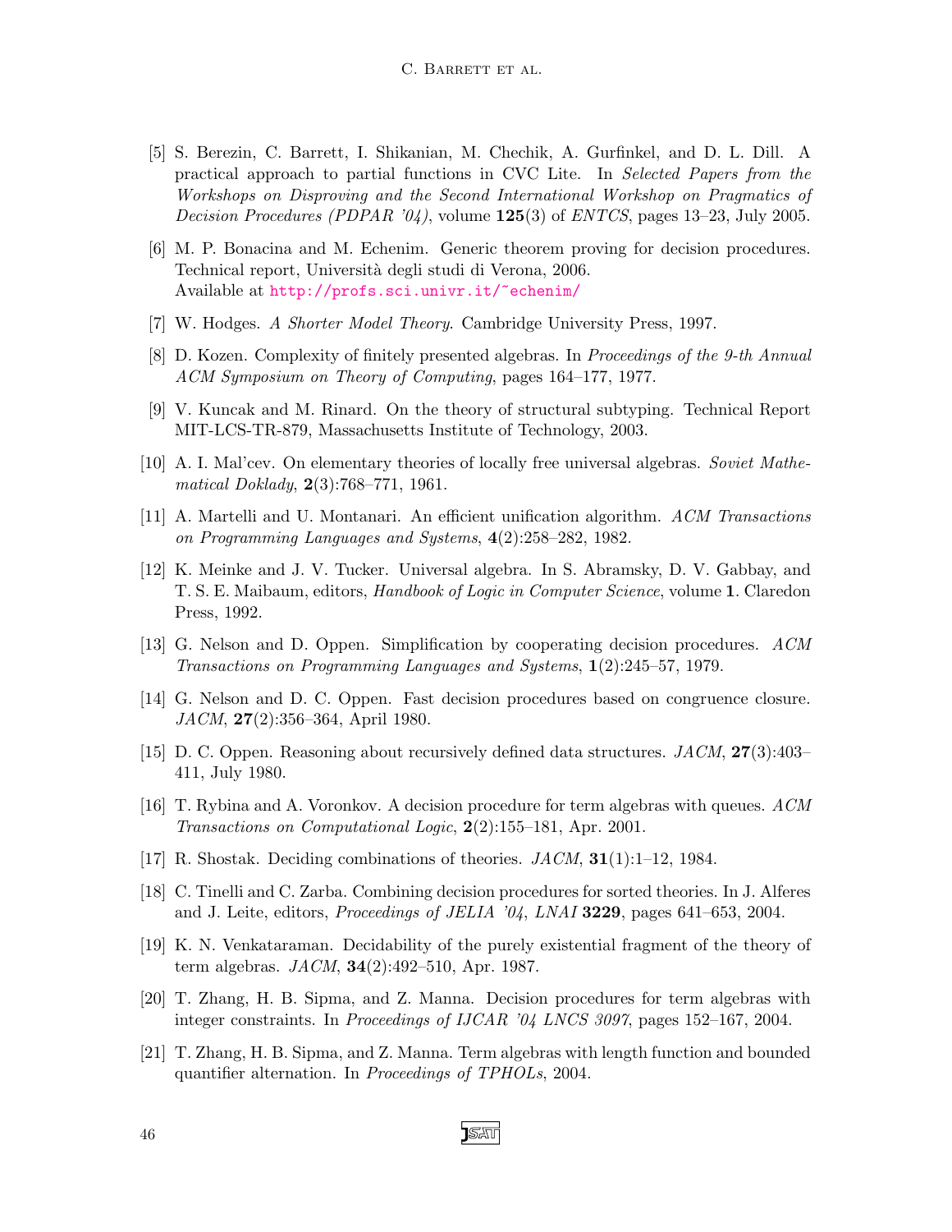[5] S. Berezin, C. Barrett, I. Shikanian, M. Chechik, A. Gurfinkel, and D. L. Dill. A practical approach to partial functions in CVC Lite. In *Selected Papers from the Workshops on Disproving and the Second International Workshop on Pragmatics of Decision Procedures (PDPAR '04)*, volume **125**(3) of *ENTCS*, pages 13–23, July 2005.

[6] M. P. Bonacina and M. Echenim. Generic theorem proving for decision procedures. Technical report, Università degli studi di Verona, 2006. Available at http://profs.sci.univr.it/~echenim/

[7] W. Hodges. *A Shorter Model Theory*. Cambridge University Press, 1997.

[8] D. Kozen. Complexity of finitely presented algebras. In *Proceedings of the 9-th Annual ACM Symposium on Theory of Computing*, pages 164–177, 1977.

[9] V. Kuncak and M. Rinard. On the theory of structural subtyping. Technical Report MIT-LCS-TR-879, Massachusetts Institute of Technology, 2003.

[10] A. I. Mal'cev. On elementary theories of locally free universal algebras. *Soviet Mathematical Doklady*, **2**(3):768–771, 1961.

[11] A. Martelli and U. Montanari. An efficient unification algorithm. *ACM Transactions on Programming Languages and Systems*, **4**(2):258–282, 1982.

[12] K. Meinke and J. V. Tucker. Universal algebra. In S. Abramsky, D. V. Gabbay, and T. S. E. Maibaum, editors, *Handbook of Logic in Computer Science*, volume **1**. Claredon Press, 1992.

[13] G. Nelson and D. Oppen. Simplification by cooperating decision procedures. *ACM Transactions on Programming Languages and Systems*, **1**(2):245–57, 1979.

[14] G. Nelson and D. C. Oppen. Fast decision procedures based on congruence closure. *JACM*, **27**(2):356–364, April 1980.

[15] D. C. Oppen. Reasoning about recursively defined data structures. *JACM*, **27**(3):403–411, July 1980.

[16] T. Rybina and A. Voronkov. A decision procedure for term algebras with queues. *ACM Transactions on Computational Logic*, **2**(2):155–181, Apr. 2001.

[17] R. Shostak. Deciding combinations of theories. *JACM*, **31**(1):1–12, 1984.

[18] C. Tinelli and C. Zarba. Combining decision procedures for sorted theories. In J. Alferes and J. Leite, editors, *Proceedings of JELIA '04, LNAI* **3229**, pages 641–653, 2004.

[19] K. N. Venkataraman. Decidability of the purely existential fragment of the theory of term algebras. *JACM*, **34**(2):492–510, Apr. 1987.

[20] T. Zhang, H. B. Sipma, and Z. Manna. Decision procedures for term algebras with integer constraints. In *Proceedings of IJCAR '04 LNCS 3097*, pages 152–167, 2004.

[21] T. Zhang, H. B. Sipma, and Z. Manna. Term algebras with length function and bounded quantifier alternation. In *Proceedings of TPHOLs*, 2004.